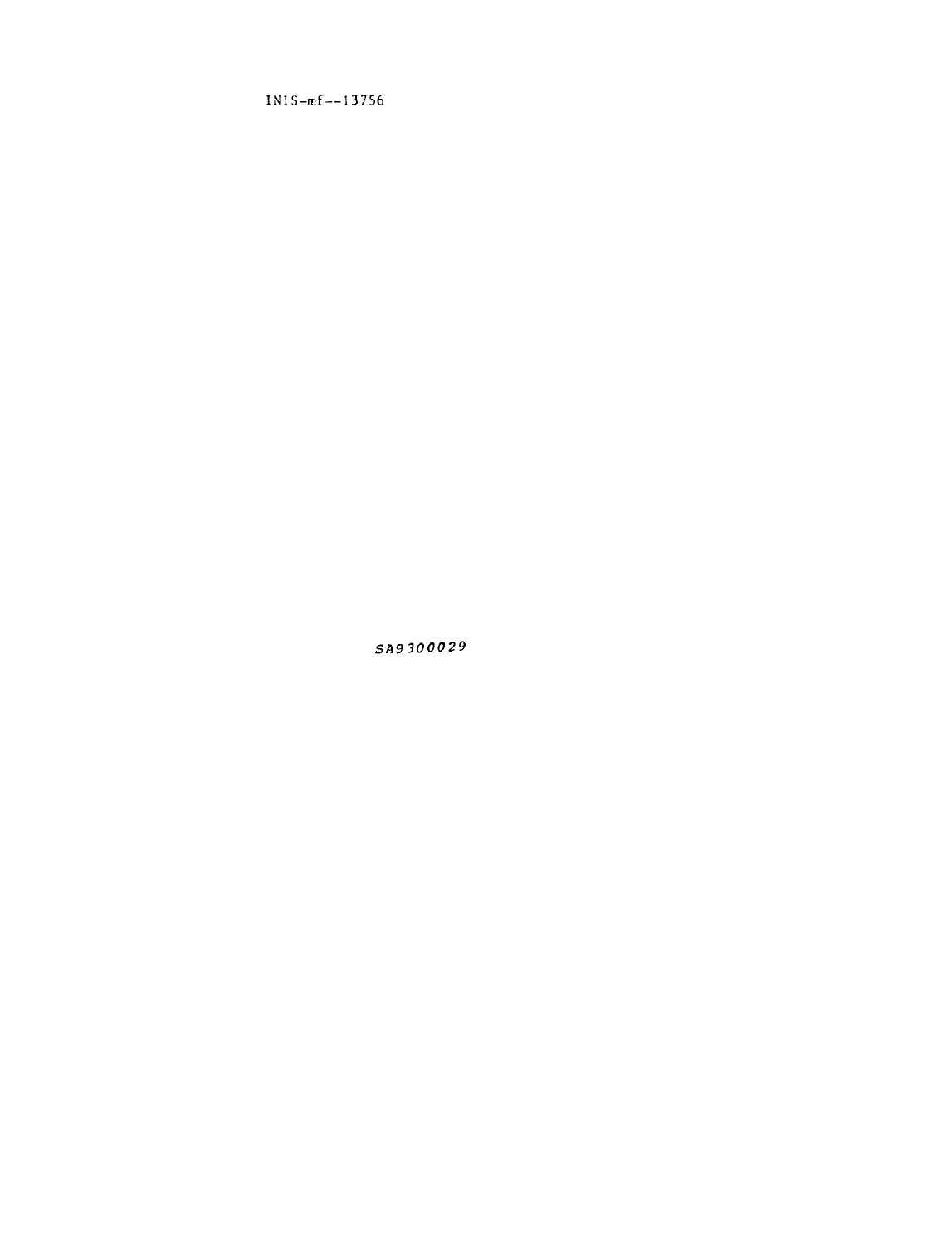INIS-mf--13756

SA9300029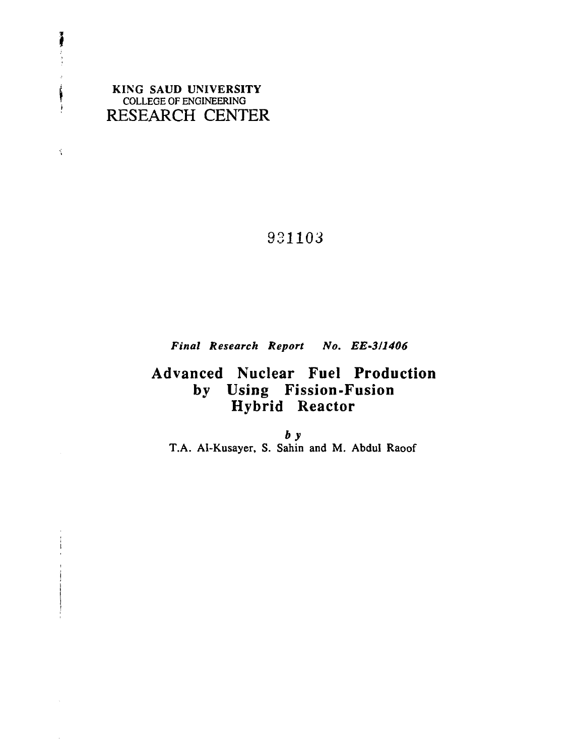**KING SAUD UNIVERSITY**
COLLEGE OF ENGINEERING
RESEARCH CENTER

931103

***Final Research Report No. EE-3/1406***

# Advanced Nuclear Fuel Production by Using Fission-Fusion Hybrid Reactor

*by*

T.A. Al-Kusayer, S. Sahin and M. Abdul Raoof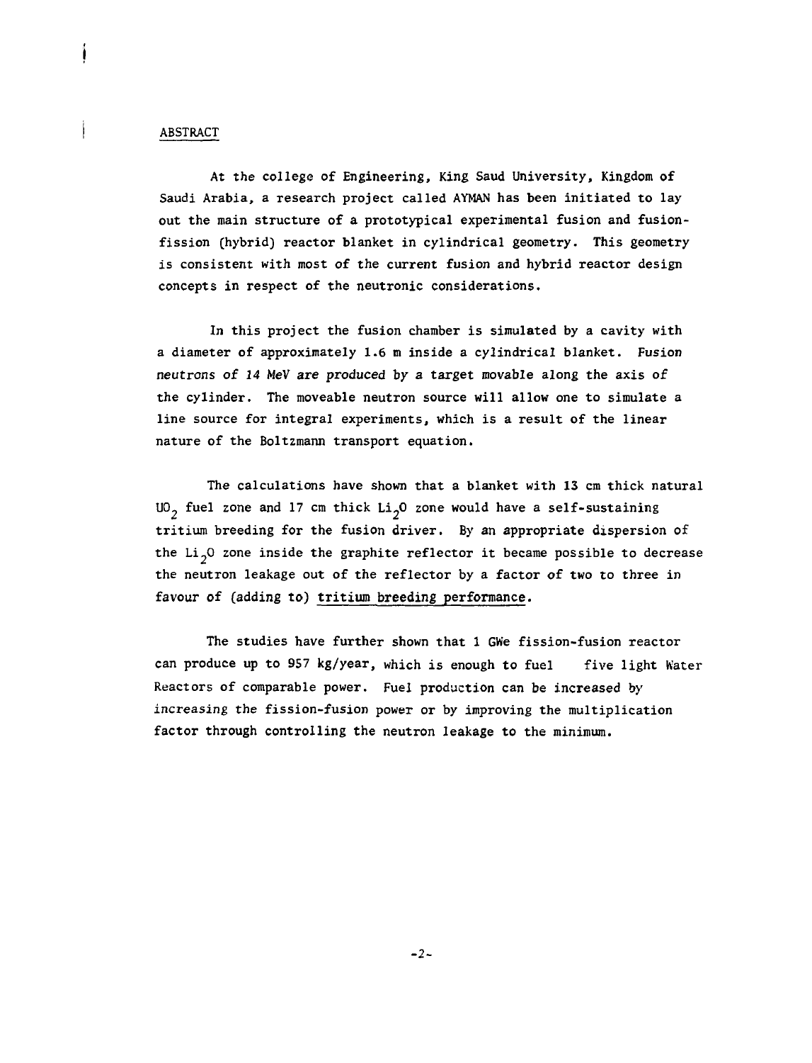## ABSTRACT

At the college of Engineering, King Saud University, Kingdom of Saudi Arabia, a research project called AYMAN has been initiated to lay out the main structure of a prototypical experimental fusion and fusion-fission (hybrid) reactor blanket in cylindrical geometry. This geometry is consistent with most of the current fusion and hybrid reactor design concepts in respect of the neutronic considerations.

In this project the fusion chamber is simulated by a cavity with a diameter of approximately 1.6 m inside a cylindrical blanket. Fusion neutrons of 14 MeV are produced by a target movable along the axis of the cylinder. The moveable neutron source will allow one to simulate a line source for integral experiments, which is a result of the linear nature of the Boltzmann transport equation.

The calculations have shown that a blanket with 13 cm thick natural $UO_2$ fuel zone and 17 cm thick $Li_2O$ zone would have a self-sustaining tritium breeding for the fusion driver. By an appropriate dispersion of the $Li_2O$ zone inside the graphite reflector it became possible to decrease the neutron leakage out of the reflector by a factor of two to three in favour of (adding to) tritium breeding performance.

The studies have further shown that 1 GWe fission-fusion reactor can produce up to 957 kg/year, which is enough to fuel five light Water Reactors of comparable power. Fuel production can be increased by increasing the fission-fusion power or by improving the multiplication factor through controlling the neutron leakage to the minimum.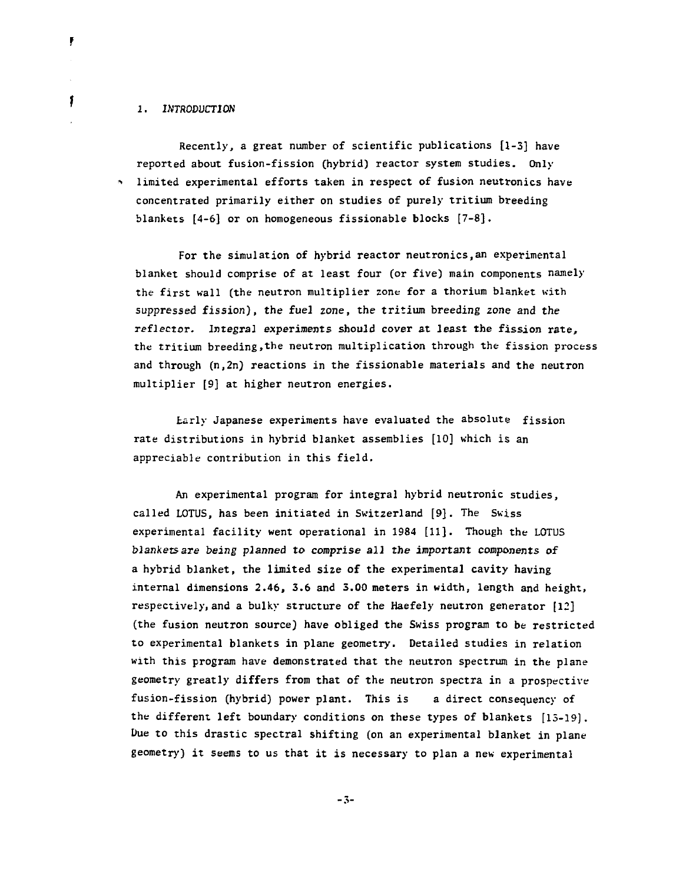## 1. *INTRODUCTION*

Recently, a great number of scientific publications [1-3] have reported about fusion-fission (hybrid) reactor system studies. Only limited experimental efforts taken in respect of fusion neutronics have concentrated primarily either on studies of purely tritium breeding blankets [4-6] or on homogeneous fissionable blocks [7-8].

For the simulation of hybrid reactor neutronics, an experimental blanket should comprise of at least four (or five) main components namely the first wall (the neutron multiplier zone for a thorium blanket with suppressed fission), the fuel zone, the tritium breeding zone and the reflector. Integral experiments should cover at least the fission rate, the tritium breeding, the neutron multiplication through the fission process and through (n,2n) reactions in the fissionable materials and the neutron multiplier [9] at higher neutron energies.

Early Japanese experiments have evaluated the absolute fission rate distributions in hybrid blanket assemblies [10] which is an appreciable contribution in this field.

An experimental program for integral hybrid neutronic studies, called LOTUS, has been initiated in Switzerland [9]. The Swiss experimental facility went operational in 1984 [11]. Though the LOTUS blankets are being planned to comprise all the important components of a hybrid blanket, the limited size of the experimental cavity having internal dimensions 2.46, 3.6 and 3.00 meters in width, length and height, respectively, and a bulky structure of the Haefely neutron generator [12] (the fusion neutron source) have obliged the Swiss program to be restricted to experimental blankets in plane geometry. Detailed studies in relation with this program have demonstrated that the neutron spectrum in the plane geometry greatly differs from that of the neutron spectra in a prospective fusion-fission (hybrid) power plant. This is a direct consequency of the different left boundary conditions on these types of blankets [13-19]. Due to this drastic spectral shifting (on an experimental blanket in plane geometry) it seems to us that it is necessary to plan a new experimental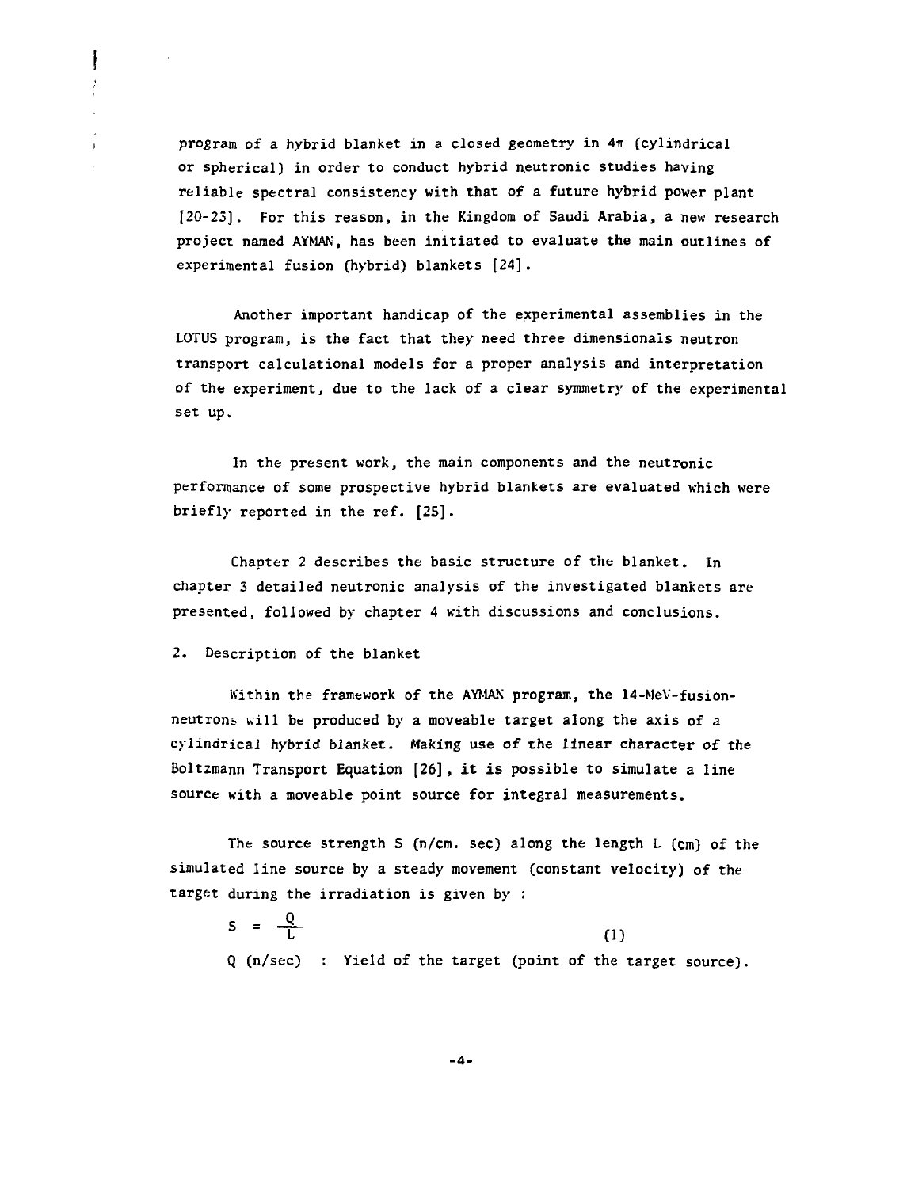program of a hybrid blanket in a closed geometry in $4\pi$ (cylindrical or spherical) in order to conduct hybrid neutronic studies having reliable spectral consistency with that of a future hybrid power plant [20-23]. For this reason, in the Kingdom of Saudi Arabia, a new research project named AYMAN, has been initiated to evaluate the main outlines of experimental fusion (hybrid) blankets [24].

Another important handicap of the experimental assemblies in the LOTUS program, is the fact that they need three dimensionals neutron transport calculational models for a proper analysis and interpretation of the experiment, due to the lack of a clear symmetry of the experimental set up.

In the present work, the main components and the neutronic performance of some prospective hybrid blankets are evaluated which were briefly reported in the ref. [25].

Chapter 2 describes the basic structure of the blanket. In chapter 3 detailed neutronic analysis of the investigated blankets are presented, followed by chapter 4 with discussions and conclusions.

## 2. Description of the blanket

Within the framework of the AYMAN program, the 14-MeV-fusion-neutrons will be produced by a moveable target along the axis of a cylindrical hybrid blanket. Making use of the linear character of the Boltzmann Transport Equation [26], it is possible to simulate a line source with a moveable point source for integral measurements.

The source strength S (n/cm. sec) along the length L (cm) of the simulated line source by a steady movement (constant velocity) of the target during the irradiation is given by :

$$S = \frac{Q}{L} \tag{1}$$

Q (n/sec) : Yield of the target (point of the target source).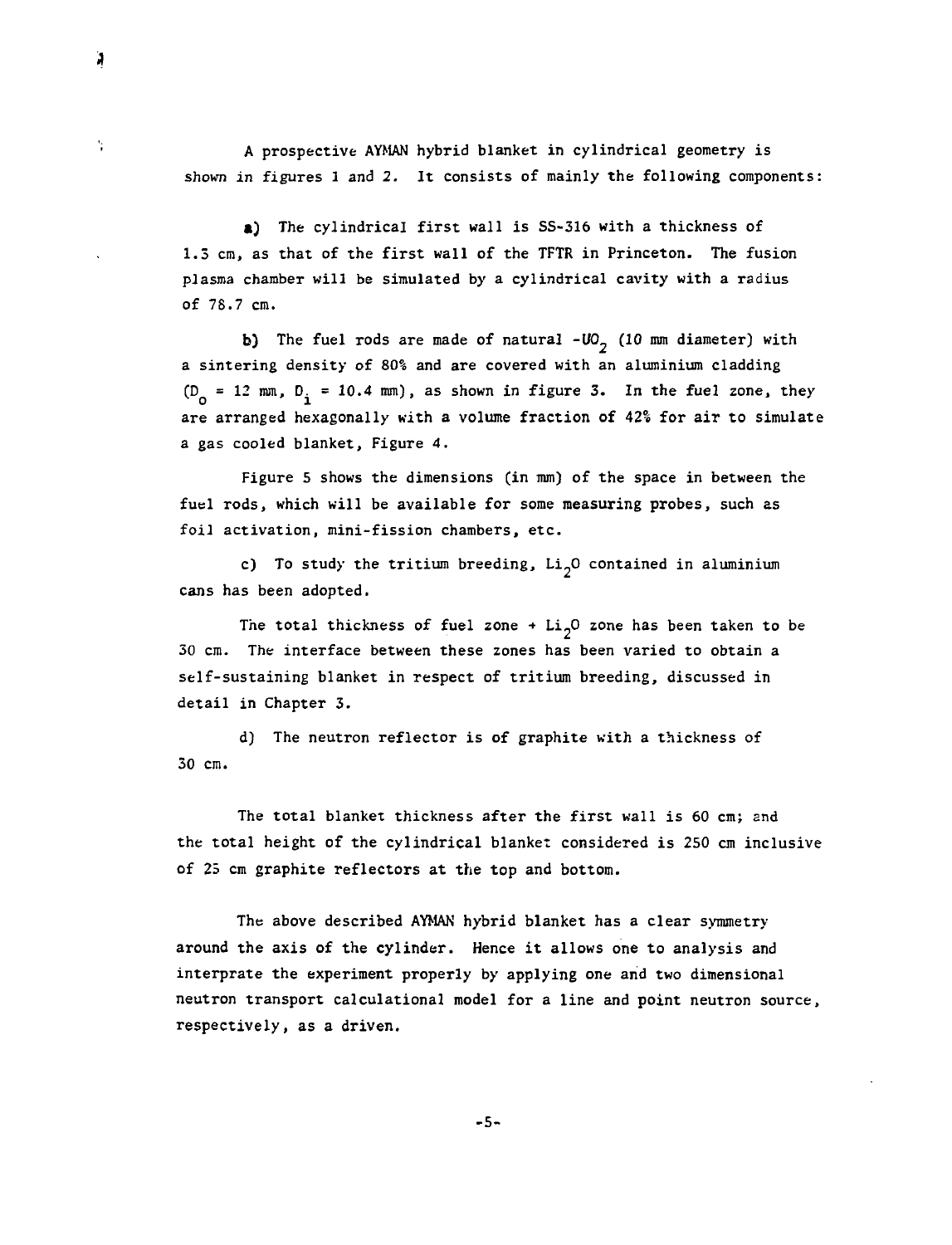A prospective AYMAN hybrid blanket in cylindrical geometry is shown in figures 1 and 2. It consists of mainly the following components:

a) The cylindrical first wall is SS-316 with a thickness of 1.5 cm, as that of the first wall of the TFTR in Princeton. The fusion plasma chamber will be simulated by a cylindrical cavity with a radius of 78.7 cm.

b) The fuel rods are made of natural -$UO_2$ (10 mm diameter) with a sintering density of 80% and are covered with an aluminium cladding ($D_o$ = 12 mm, $D_i$ = 10.4 mm), as shown in figure 3. In the fuel zone, they are arranged hexagonally with a volume fraction of 42% for air to simulate a gas cooled blanket, Figure 4.

Figure 5 shows the dimensions (in mm) of the space in between the fuel rods, which will be available for some measuring probes, such as foil activation, mini-fission chambers, etc.

c) To study the tritium breeding, $Li_2O$ contained in aluminium cans has been adopted.

The total thickness of fuel zone + $Li_2O$ zone has been taken to be 30 cm. The interface between these zones has been varied to obtain a self-sustaining blanket in respect of tritium breeding, discussed in detail in Chapter 3.

d) The neutron reflector is of graphite with a thickness of 30 cm.

The total blanket thickness after the first wall is 60 cm; and the total height of the cylindrical blanket considered is 250 cm inclusive of 25 cm graphite reflectors at the top and bottom.

The above described AYMAN hybrid blanket has a clear symmetry around the axis of the cylinder. Hence it allows one to analysis and interprate the experiment properly by applying one and two dimensional neutron transport calculational model for a line and point neutron source, respectively, as a driven.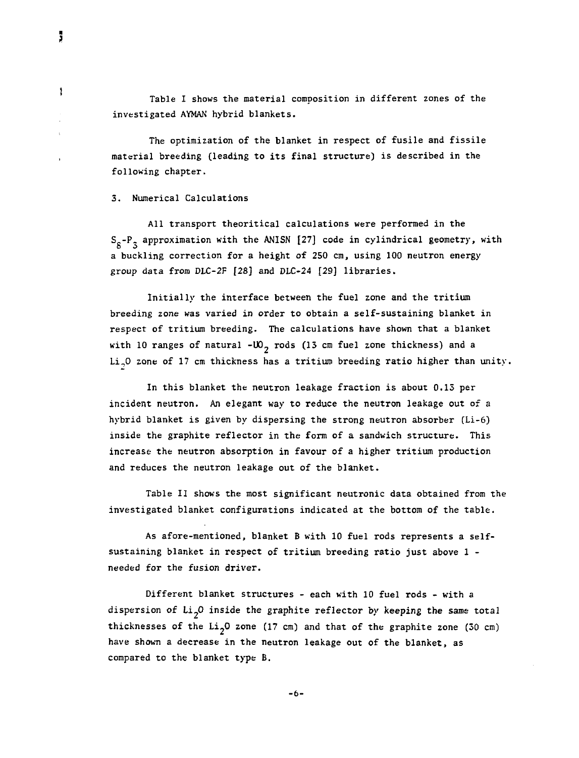Table I shows the material composition in different zones of the investigated AYMAN hybrid blankets.

The optimization of the blanket in respect of fusile and fissile material breeding (leading to its final structure) is described in the following chapter.

## 3. Numerical Calculations

All transport theoritical calculations were performed in the $S_8$-$P_3$ approximation with the ANISN [27] code in cylindrical geometry, with a buckling correction for a height of 250 cm, using 100 neutron energy group data from DLC-2F [28] and DLC-24 [29] libraries.

Initially the interface between the fuel zone and the tritium breeding zone was varied in order to obtain a self-sustaining blanket in respect of tritium breeding. The calculations have shown that a blanket with 10 ranges of natural -$UO_2$ rods (13 cm fuel zone thickness) and a $Li_2O$ zone of 17 cm thickness has a tritium breeding ratio higher than unity.

In this blanket the neutron leakage fraction is about 0.15 per incident neutron. An elegant way to reduce the neutron leakage out of a hybrid blanket is given by dispersing the strong neutron absorber (Li-6) inside the graphite reflector in the form of a sandwich structure. This increase the neutron absorption in favour of a higher tritium production and reduces the neutron leakage out of the blanket.

Table II shows the most significant neutronic data obtained from the investigated blanket configurations indicated at the bottom of the table.

As afore-mentioned, blanket B with 10 fuel rods represents a self-sustaining blanket in respect of tritium breeding ratio just above 1 - needed for the fusion driver.

Different blanket structures - each with 10 fuel rods - with a dispersion of $Li_2O$ inside the graphite reflector by keeping the same total thicknesses of the $Li_2O$ zone (17 cm) and that of the graphite zone (30 cm) have shown a decrease in the neutron leakage out of the blanket, as compared to the blanket type B.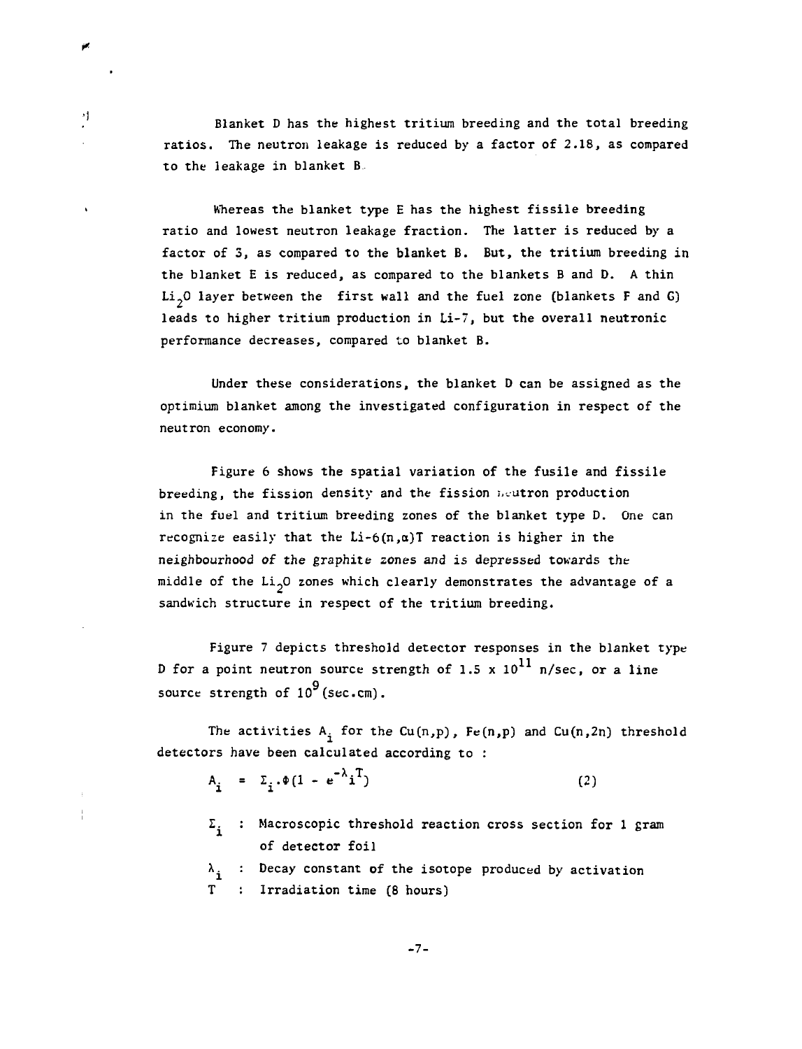Blanket D has the highest tritium breeding and the total breeding ratios. The neutron leakage is reduced by a factor of 2.18, as compared to the leakage in blanket B.

Whereas the blanket type E has the highest fissile breeding ratio and lowest neutron leakage fraction. The latter is reduced by a factor of 3, as compared to the blanket B. But, the tritium breeding in the blanket E is reduced, as compared to the blankets B and D. A thin $Li_2O$ layer between the first wall and the fuel zone (blankets F and G) leads to higher tritium production in Li-7, but the overall neutronic performance decreases, compared to blanket B.

Under these considerations, the blanket D can be assigned as the optimium blanket among the investigated configuration in respect of the neutron economy.

Figure 6 shows the spatial variation of the fusile and fissile breeding, the fission density and the fission neutron production in the fuel and tritium breeding zones of the blanket type D. One can recognize easily that the Li-6(n,α)T reaction is higher in the neighbourhood of the graphite zones and is depressed towards the middle of the $Li_2O$ zones which clearly demonstrates the advantage of a sandwich structure in respect of the tritium breeding.

Figure 7 depicts threshold detector responses in the blanket type D for a point neutron source strength of $1.5 \times 10^{11}$ n/sec, or a line source strength of $10^9$ (sec.cm).

The activities $A_i$ for the Cu(n,p), Fe(n,p) and Cu(n,2n) threshold detectors have been calculated according to :

$$A_i = \Sigma_i \cdot \Phi (1 - e^{-\lambda_i T}) \tag{2}$$

$\Sigma_i$ : Macroscopic threshold reaction cross section for 1 gram of detector foil

$\lambda_i$ : Decay constant of the isotope produced by activation

$T$ : Irradiation time (8 hours)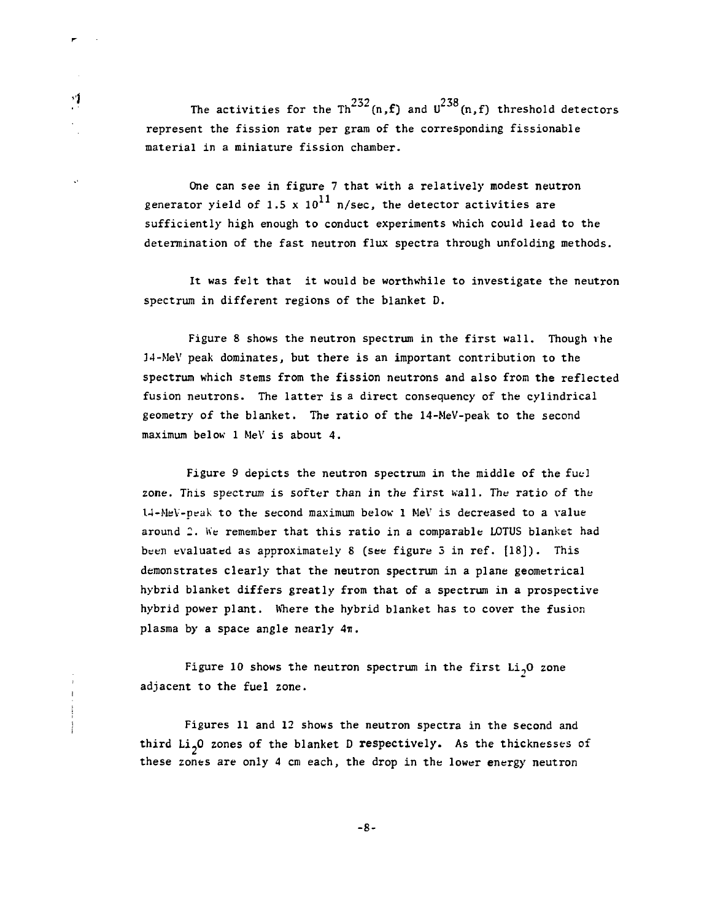The activities for the $Th^{232}(n,f)$ and $U^{238}(n,f)$ threshold detectors represent the fission rate per gram of the corresponding fissionable material in a miniature fission chamber.

One can see in figure 7 that with a relatively modest neutron generator yield of $1.5 \times 10^{11}$ n/sec, the detector activities are sufficiently high enough to conduct experiments which could lead to the determination of the fast neutron flux spectra through unfolding methods.

It was felt that it would be worthwhile to investigate the neutron spectrum in different regions of the blanket D.

Figure 8 shows the neutron spectrum in the first wall. Though the 14-MeV peak dominates, but there is an important contribution to the spectrum which stems from the fission neutrons and also from the reflected fusion neutrons. The latter is a direct consequency of the cylindrical geometry of the blanket. The ratio of the 14-MeV-peak to the second maximum below 1 MeV is about 4.

Figure 9 depicts the neutron spectrum in the middle of the fuel zone. This spectrum is softer than in the first wall. The ratio of the 14-MeV-peak to the second maximum below 1 MeV is decreased to a value around 2. We remember that this ratio in a comparable LOTUS blanket had been evaluated as approximately 8 (see figure 3 in ref. [18]). This demonstrates clearly that the neutron spectrum in a plane geometrical hybrid blanket differs greatly from that of a spectrum in a prospective hybrid power plant. Where the hybrid blanket has to cover the fusion plasma by a space angle nearly $4\pi$.

Figure 10 shows the neutron spectrum in the first $Li_2O$ zone adjacent to the fuel zone.

Figures 11 and 12 shows the neutron spectra in the second and third $Li_2O$ zones of the blanket D respectively. As the thicknesses of these zones are only 4 cm each, the drop in the lower energy neutron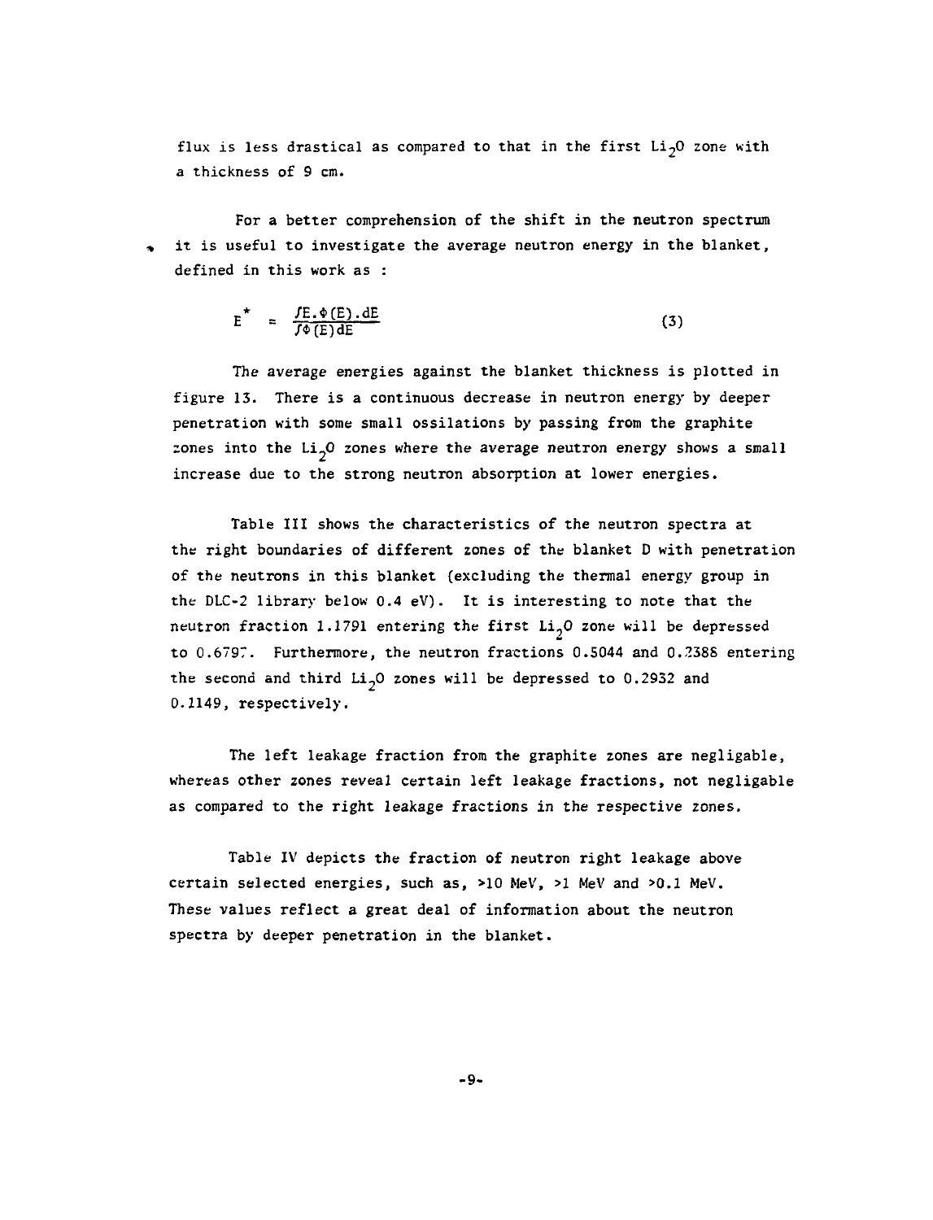flux is less drastical as compared to that in the first $Li_2O$ zone with a thickness of 9 cm.

For a better comprehension of the shift in the neutron spectrum it is useful to investigate the average neutron energy in the blanket, defined in this work as :

$$E^* = \frac{\int E.\Phi(E).dE}{\int \Phi(E)dE} \tag{3}$$

The average energies against the blanket thickness is plotted in figure 13. There is a continuous decrease in neutron energy by deeper penetration with some small ossilations by passing from the graphite zones into the $Li_2O$ zones where the average neutron energy shows a small increase due to the strong neutron absorption at lower energies.

Table III shows the characteristics of the neutron spectra at the right boundaries of different zones of the blanket D with penetration of the neutrons in this blanket (excluding the thermal energy group in the DLC-2 library below 0.4 eV). It is interesting to note that the neutron fraction 1.1791 entering the first $Li_2O$ zone will be depressed to 0.6797. Furthermore, the neutron fractions 0.5044 and 0.2388 entering the second and third $Li_2O$ zones will be depressed to 0.2932 and 0.1149, respectively.

The left leakage fraction from the graphite zones are negligable, whereas other zones reveal certain left leakage fractions, not negligable as compared to the right leakage fractions in the respective zones.

Table IV depicts the fraction of neutron right leakage above certain selected energies, such as, >10 MeV, >1 MeV and >0.1 MeV. These values reflect a great deal of information about the neutron spectra by deeper penetration in the blanket.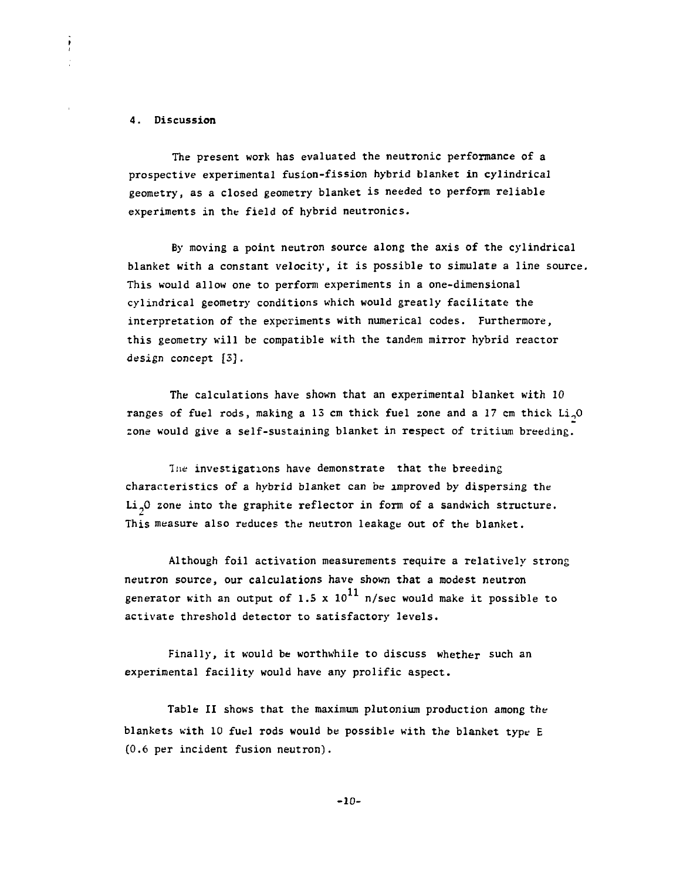## 4. Discussion

The present work has evaluated the neutronic performance of a prospective experimental fusion-fission hybrid blanket in cylindrical geometry, as a closed geometry blanket is needed to perform reliable experiments in the field of hybrid neutronics.

By moving a point neutron source along the axis of the cylindrical blanket with a constant velocity, it is possible to simulate a line source. This would allow one to perform experiments in a one-dimensional cylindrical geometry conditions which would greatly facilitate the interpretation of the experiments with numerical codes. Furthermore, this geometry will be compatible with the tandem mirror hybrid reactor design concept [3].

The calculations have shown that an experimental blanket with 10 ranges of fuel rods, making a 13 cm thick fuel zone and a 17 cm thick $Li_2O$ zone would give a self-sustaining blanket in respect of tritium breeding.

The investigations have demonstrate that the breeding characteristics of a hybrid blanket can be improved by dispersing the $Li_2O$ zone into the graphite reflector in form of a sandwich structure. This measure also reduces the neutron leakage out of the blanket.

Although foil activation measurements require a relatively strong neutron source, our calculations have shown that a modest neutron generator with an output of $1.5 \times 10^{11}$ n/sec would make it possible to activate threshold detector to satisfactory levels.

Finally, it would be worthwhile to discuss whether such an experimental facility would have any prolific aspect.

Table II shows that the maximum plutonium production among the blankets with 10 fuel rods would be possible with the blanket type E (0.6 per incident fusion neutron).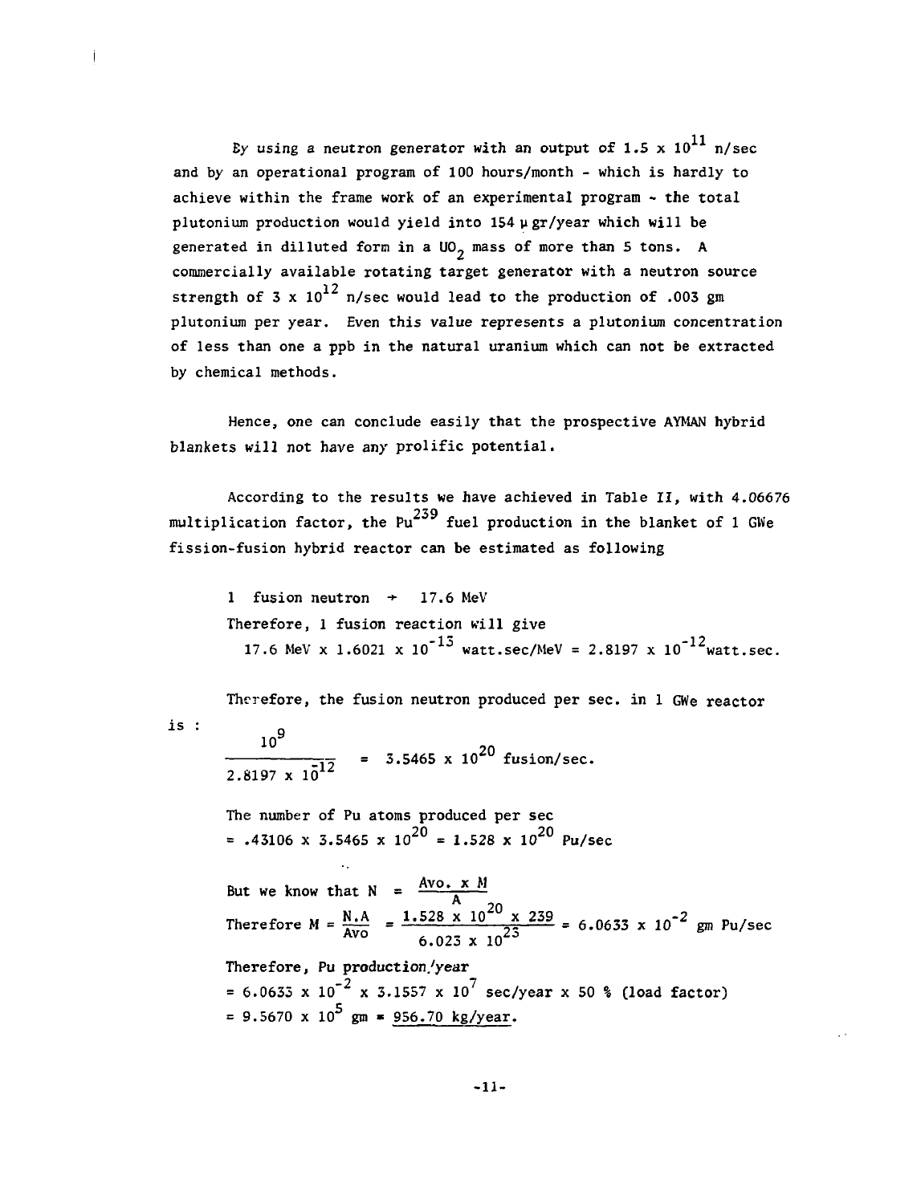By using a neutron generator with an output of $1.5 \times 10^{11}$ n/sec and by an operational program of 100 hours/month - which is hardly to achieve within the frame work of an experimental program - the total plutonium production would yield into 154 μ gr/year which will be generated in dilluted form in a $UO_2$ mass of more than 5 tons. A commercially available rotating target generator with a neutron source strength of $3 \times 10^{12}$ n/sec would lead to the production of .003 gm plutonium per year. Even this value represents a plutonium concentration of less than one a ppb in the natural uranium which can not be extracted by chemical methods.

Hence, one can conclude easily that the prospective AYMAN hybrid blankets will not have any prolific potential.

According to the results we have achieved in Table II, with 4.06676 multiplication factor, the $Pu^{239}$ fuel production in the blanket of 1 GWe fission-fusion hybrid reactor can be estimated as following

1 fusion neutron → 17.6 MeV

Therefore, 1 fusion reaction will give

$$17.6 \text{ MeV} \times 1.6021 \times 10^{-13} \text{ watt.sec/MeV} = 2.8197 \times 10^{-12} \text{ watt.sec.}$$

Therefore, the fusion neutron produced per sec. in 1 GWe reactor is :

$$\frac{10^9}{2.8197 \times 10^{-12}} = 3.5465 \times 10^{20} \text{ fusion/sec.}$$

The number of Pu atoms produced per sec

$$= .43106 \times 3.5465 \times 10^{20} = 1.528 \times 10^{20} \text{ Pu/sec}$$

But we know that $N = \frac{\text{Avo.} \times M}{A}$

Therefore $M = \frac{N.A}{\text{Avo}} = \frac{1.528 \times 10^{20} \times 239}{6.023 \times 10^{23}} = 6.0633 \times 10^{-2}$ gm Pu/sec

Therefore, Pu production/year

$$= 6.0633 \times 10^{-2} \times 3.1557 \times 10^{7} \text{ sec/year} \times 50 \text{ \% (load factor)}$$

$$= 9.5670 \times 10^{5} \text{ gm} = \underline{956.70 \text{ kg/year}}.$$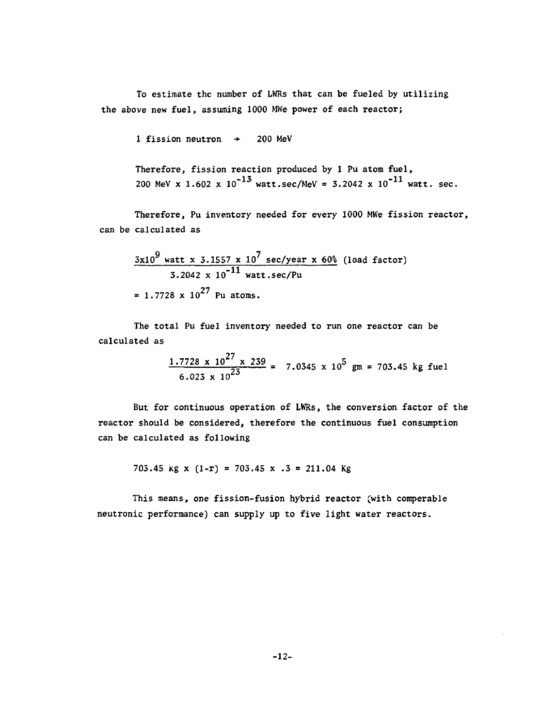To estimate thc number of LWRs that can be fueled by utilizing the above new fuel, assuming 1000 MWe power of each reactor;

1 fission neutron $\rightarrow$ 200 MeV

Therefore, fission reaction produced by 1 Pu atom fuel,
200 MeV x $1.602 \times 10^{-13}$ watt.sec/MeV = $3.2042 \times 10^{-11}$ watt. sec.

Therefore, Pu inventory needed for every 1000 MWe fission reactor, can be calculated as

$$\frac{3\times10^{9} \text{ watt} \times 3.1557 \times 10^{7} \text{ sec/year} \times 60\%}{3.2042 \times 10^{-11} \text{ watt.sec/Pu}} \text{ (load factor)}$$

$$= 1.7728 \times 10^{27} \text{ Pu atoms.}$$

The total Pu fuel inventory needed to run one reactor can be calculated as

$$\frac{1.7728 \times 10^{27} \times 239}{6.023 \times 10^{23}} = 7.0345 \times 10^{5} \text{ gm} = 703.45 \text{ kg fuel}$$

But for continuous operation of LWRs, the conversion factor of the reactor should be considered, therefore the continuous fuel consumption can be calculated as following

703.45 kg x (1-r) = 703.45 x .3 = 211.04 Kg

This means, one fission-fusion hybrid reactor (with comperable neutronic performance) can supply up to five light water reactors.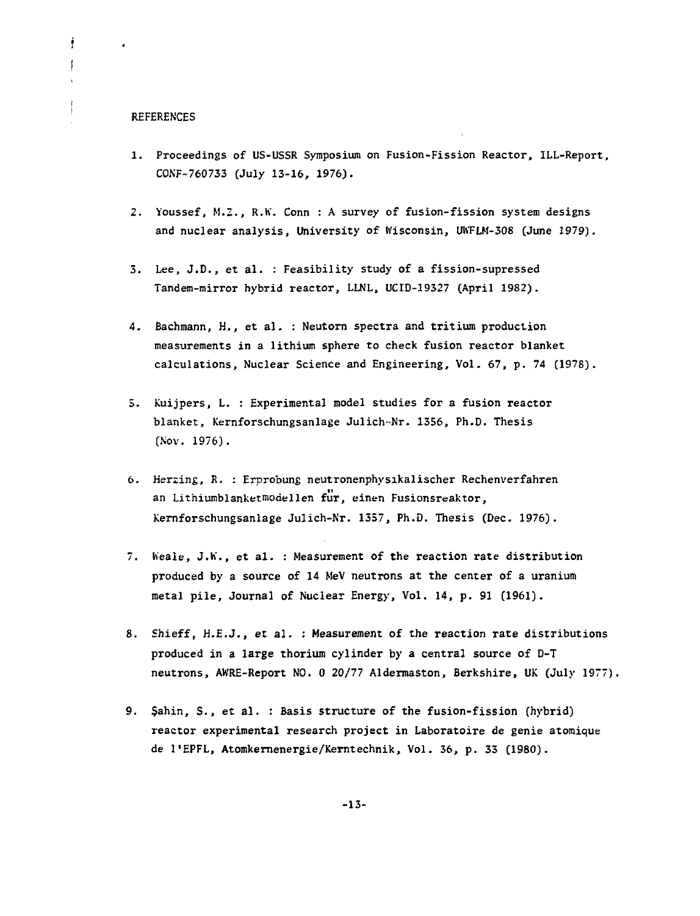REFERENCES

1. Proceedings of US-USSR Symposium on Fusion-Fission Reactor, ILL-Report, CONF-760733 (July 13-16, 1976).

2. Youssef, M.Z., R.W. Conn : A survey of fusion-fission system designs and nuclear analysis, University of Wisconsin, UWFLM-308 (June 1979).

3. Lee, J.D., et al. : Feasibility study of a fission-supressed Tandem-mirror hybrid reactor, LLNL, UCID-19327 (April 1982).

4. Bachmann, H., et al. : Neutorn spectra and tritium production measurements in a lithium sphere to check fusion reactor blanket calculations, Nuclear Science and Engineering, Vol. 67, p. 74 (1978).

5. Kuijpers, L. : Experimental model studies for a fusion reactor blanket, Kernforschungsanlage Julich-Nr. 1356, Ph.D. Thesis (Nov. 1976).

6. Herzing, R. : Erprobung neutronenphysikalischer Rechenverfahren an Lithiumblanketmodellen für, einen Fusionsreaktor, Kernforschungsanlage Julich-Nr. 1357, Ph.D. Thesis (Dec. 1976).

7. Weale, J.W., et al. : Measurement of the reaction rate distribution produced by a source of 14 MeV neutrons at the center of a uranium metal pile, Journal of Nuclear Energy, Vol. 14, p. 91 (1961).

8. Shieff, H.E.J., et al. : Measurement of the reaction rate distributions produced in a large thorium cylinder by a central source of D-T neutrons, AWRE-Report NO. 0 20/77 Aldermaston, Berkshire, UK (July 1977).

9. Şahin, S., et al. : Basis structure of the fusion-fission (hybrid) reactor experimental research project in Laboratoire de genie atomique de l'EPFL, Atomkernenergie/Kerntechnik, Vol. 36, p. 33 (1980).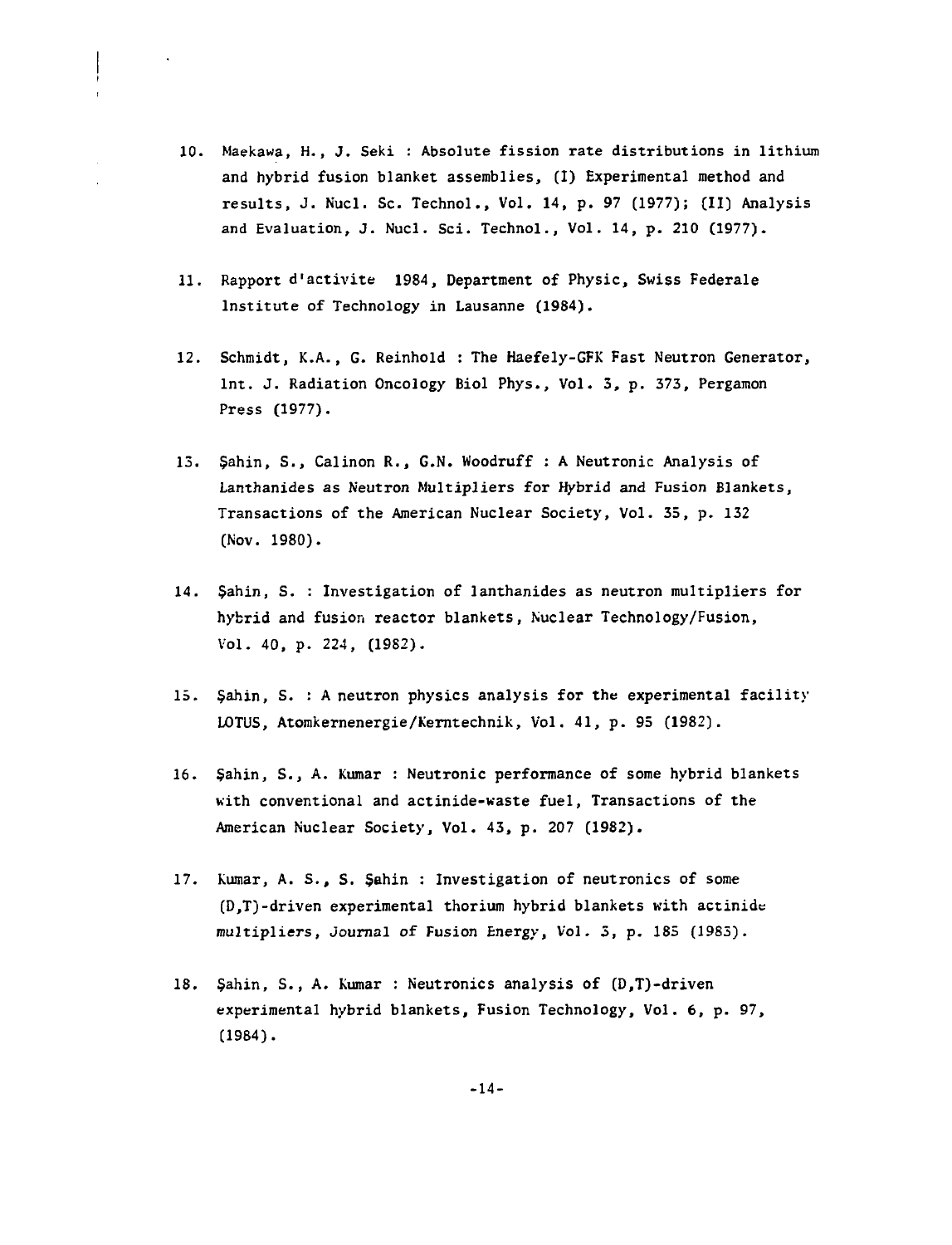10. Maekawa, H., J. Seki : Absolute fission rate distributions in lithium and hybrid fusion blanket assemblies, (I) Experimental method and results, J. Nucl. Sc. Technol., Vol. 14, p. 97 (1977); (II) Analysis and Evaluation, J. Nucl. Sci. Technol., Vol. 14, p. 210 (1977).

11. Rapport d'activite 1984, Department of Physic, Swiss Federale Institute of Technology in Lausanne (1984).

12. Schmidt, K.A., G. Reinhold : The Haefely-GFK Fast Neutron Generator, Int. J. Radiation Oncology Biol Phys., Vol. 3, p. 373, Pergamon Press (1977).

13. Şahin, S., Calinon R., G.N. Woodruff : A Neutronic Analysis of Lanthanides as Neutron Multipliers for Hybrid and Fusion Blankets, Transactions of the American Nuclear Society, Vol. 35, p. 132 (Nov. 1980).

14. Şahin, S. : Investigation of lanthanides as neutron multipliers for hybrid and fusion reactor blankets, Nuclear Technology/Fusion, Vol. 40, p. 224, (1982).

15. Şahin, S. : A neutron physics analysis for the experimental facility LOTUS, Atomkernenergie/Kerntechnik, Vol. 41, p. 95 (1982).

16. Şahin, S., A. Kumar : Neutronic performance of some hybrid blankets with conventional and actinide-waste fuel, Transactions of the American Nuclear Society, Vol. 43, p. 207 (1982).

17. Kumar, A. S., S. Şahin : Investigation of neutronics of some (D,T)-driven experimental thorium hybrid blankets with actinide multipliers, Journal of Fusion Energy, Vol. 3, p. 185 (1983).

18. Şahin, S., A. Kumar : Neutronics analysis of (D,T)-driven experimental hybrid blankets, Fusion Technology, Vol. 6, p. 97, (1984).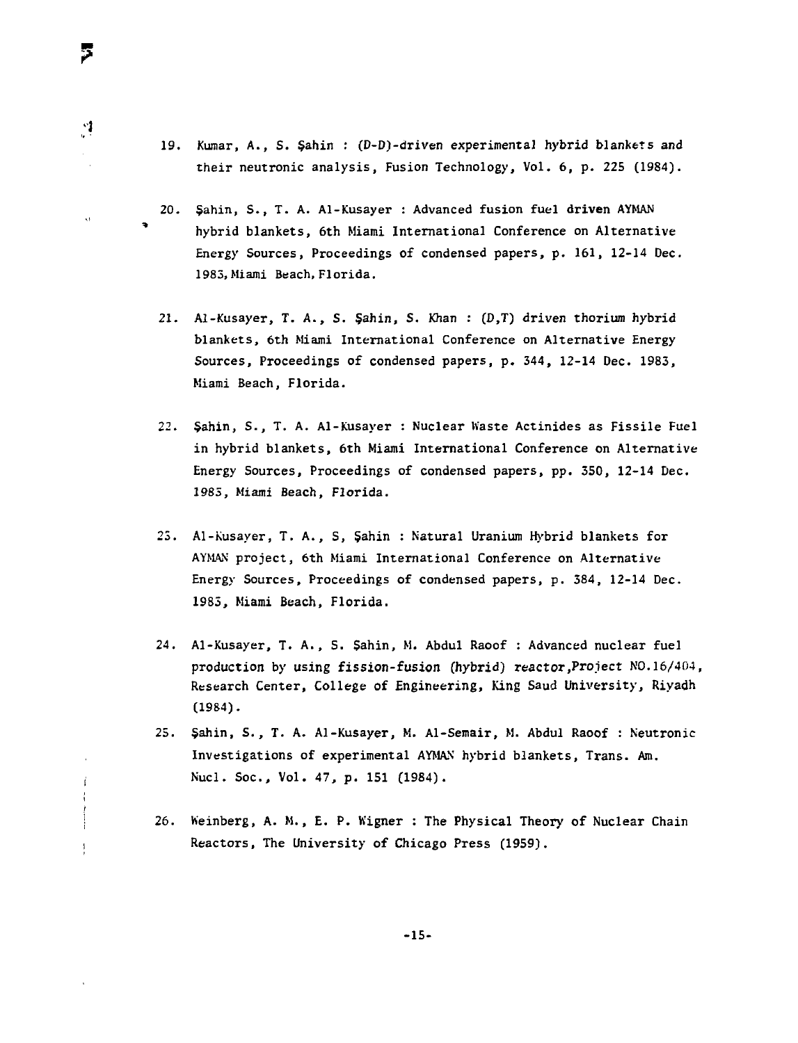19. Kumar, A., S. Şahin : (D-D)-driven experimental hybrid blankets and their neutronic analysis, Fusion Technology, Vol. 6, p. 225 (1984).

20. Şahin, S., T. A. Al-Kusayer : Advanced fusion fuel driven AYMAN hybrid blankets, 6th Miami International Conference on Alternative Energy Sources, Proceedings of condensed papers, p. 161, 12-14 Dec. 1983, Miami Beach, Florida.

21. Al-Kusayer, T. A., S. Şahin, S. Khan : (D,T) driven thorium hybrid blankets, 6th Miami International Conference on Alternative Energy Sources, Proceedings of condensed papers, p. 344, 12-14 Dec. 1983, Miami Beach, Florida.

22. Şahin, S., T. A. Al-Kusayer : Nuclear Waste Actinides as Fissile Fuel in hybrid blankets, 6th Miami International Conference on Alternative Energy Sources, Proceedings of condensed papers, pp. 350, 12-14 Dec. 1983, Miami Beach, Florida.

23. Al-Kusayer, T. A., S, Şahin : Natural Uranium Hybrid blankets for AYMAN project, 6th Miami International Conference on Alternative Energy Sources, Proceedings of condensed papers, p. 384, 12-14 Dec. 1983, Miami Beach, Florida.

24. Al-Kusayer, T. A., S. Şahin, M. Abdul Raoof : Advanced nuclear fuel production by using fission-fusion (hybrid) reactor, Project NO.16/404, Research Center, College of Engineering, King Saud University, Riyadh (1984).

25. Şahin, S., T. A. Al-Kusayer, M. Al-Semair, M. Abdul Raoof : Neutronic Investigations of experimental AYMAN hybrid blankets, Trans. Am. Nucl. Soc., Vol. 47, p. 151 (1984).

26. Weinberg, A. M., E. P. Wigner : The Physical Theory of Nuclear Chain Reactors, The University of Chicago Press (1959).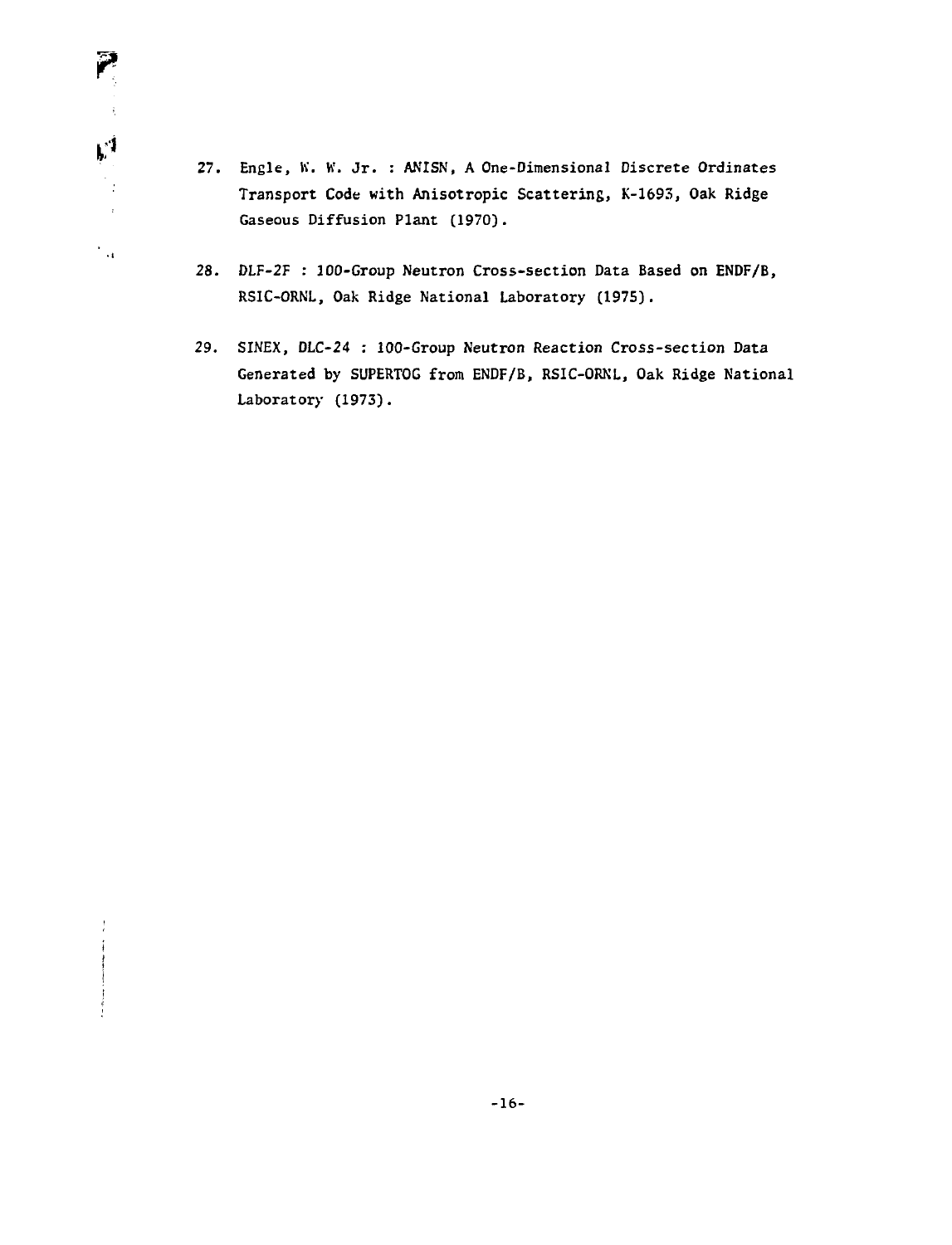27. Engle, W. W. Jr. : ANISN, A One-Dimensional Discrete Ordinates Transport Code with Anisotropic Scattering, K-1693, Oak Ridge Gaseous Diffusion Plant (1970).

28. DLF-2F : 100-Group Neutron Cross-section Data Based on ENDF/B, RSIC-ORNL, Oak Ridge National Laboratory (1975).

29. SINEX, DLC-24 : 100-Group Neutron Reaction Cross-section Data Generated by SUPERTOG from ENDF/B, RSIC-ORNL, Oak Ridge National Laboratory (1973).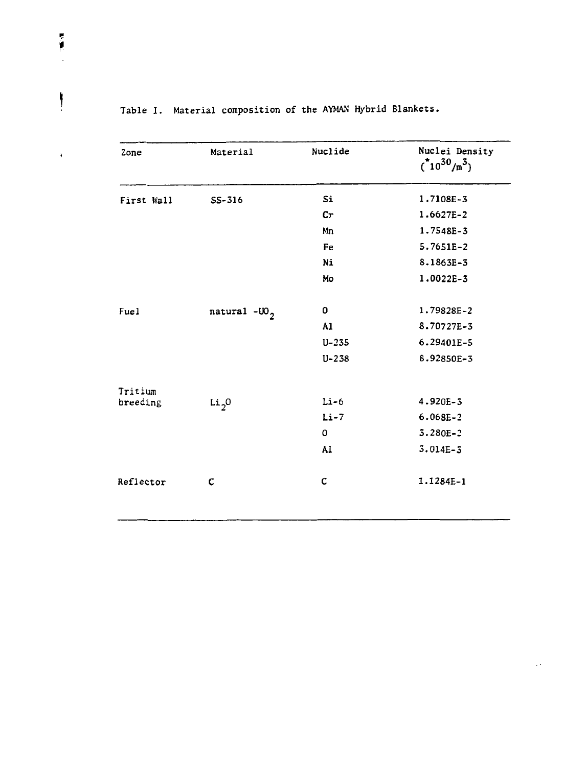Table I. Material composition of the AYMAN Hybrid Blankets.

| Zone | Material | Nuclide | Nuclei Density ($^{*}10^{30}/m^3$) |
|---|---|---|---|
| First Wall | SS-316 | Si | 1.7108E-3 |
| | | Cr | 1.6627E-2 |
| | | Mn | 1.7548E-3 |
| | | Fe | 5.7651E-2 |
| | | Ni | 8.1863E-3 |
| | | Mo | 1.0022E-3 |
| Fuel | natural -$UO_2$ | O | 1.79828E-2 |
| | | Al | 8.70727E-3 |
| | | U-235 | 6.29401E-5 |
| | | U-238 | 8.92850E-3 |
| Tritium breeding | $Li_2O$ | Li-6 | 4.920E-3 |
| | | Li-7 | 6.068E-2 |
| | | O | 3.280E-2 |
| | | Al | 3.014E-3 |
| Reflector | C | C | 1.1284E-1 |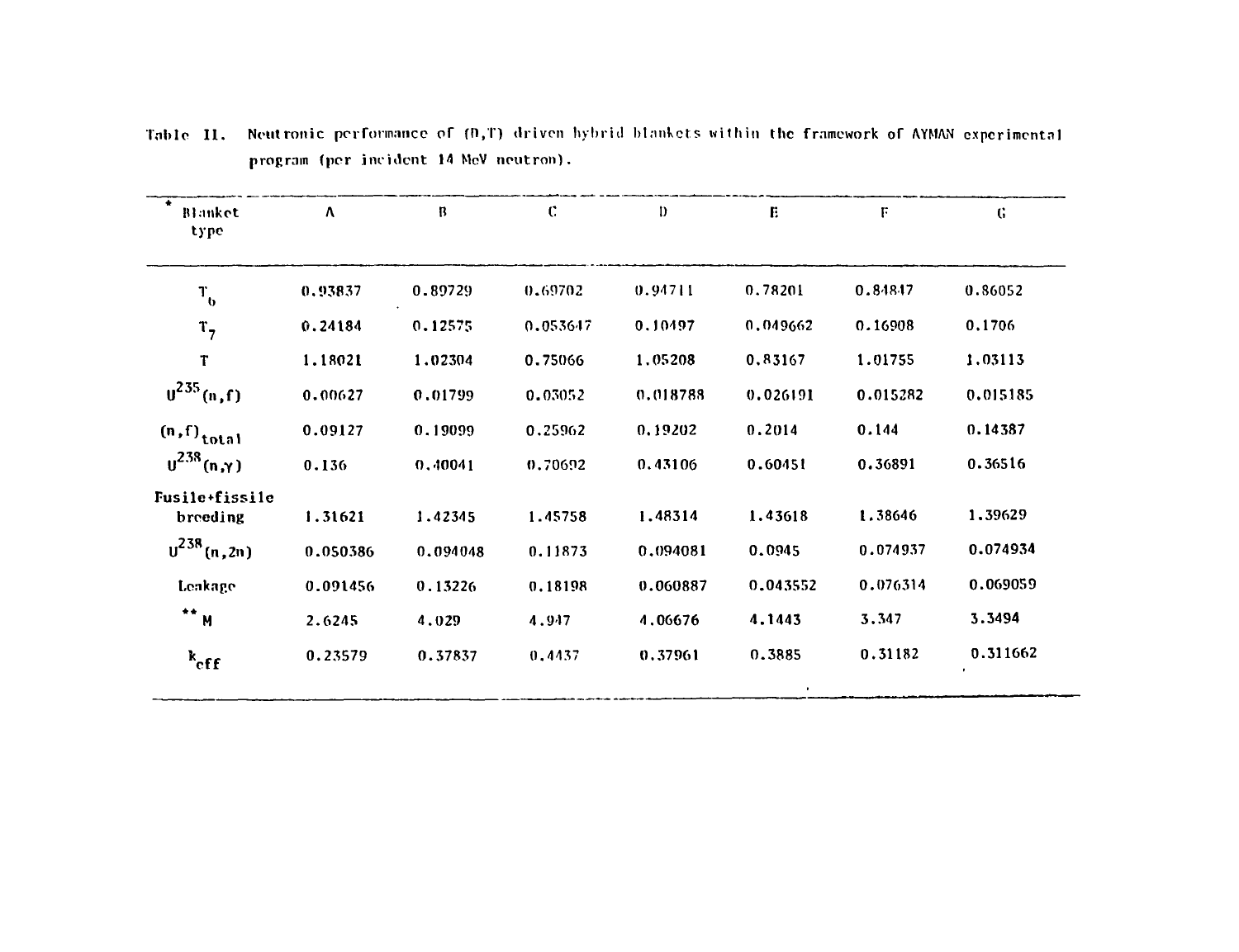Table II. Neutronic performance of (D,T) driven hybrid blankets within the framework of AYMAN experimental program (per incident 14 MeV neutron).

| * Blanket type | A | B | C | D | E | F | G |
|---|---|---|---|---|---|---|---|
| $T_6$ | 0.93837 | 0.89729 | 0.69702 | 0.94711 | 0.78201 | 0.84847 | 0.86052 |
| $T_7$ | 0.24184 | 0.12575 | 0.053647 | 0.10497 | 0.049662 | 0.16908 | 0.1706 |
| T | 1.18021 | 1.02304 | 0.75066 | 1.05208 | 0.83167 | 1.01755 | 1.03113 |
| $U^{235}(n,f)$ | 0.00627 | 0.01799 | 0.03052 | 0.018788 | 0.026191 | 0.015282 | 0.015185 |
| $(n,f)_{total}$ | 0.09127 | 0.19099 | 0.25962 | 0.19202 | 0.2014 | 0.144 | 0.14387 |
| $U^{238}(n,\gamma)$ | 0.136 | 0.40041 | 0.70692 | 0.43106 | 0.60451 | 0.36891 | 0.36516 |
| Fusile+fissile breeding | 1.31621 | 1.42345 | 1.45758 | 1.48314 | 1.43618 | 1.38646 | 1.39629 |
| $U^{238}(n,2n)$ | 0.050386 | 0.094048 | 0.11873 | 0.094081 | 0.0945 | 0.074937 | 0.074934 |
| Leakage | 0.091456 | 0.13226 | 0.18198 | 0.060887 | 0.043552 | 0.076314 | 0.069059 |
| ** M | 2.6245 | 4.029 | 4.947 | 4.06676 | 4.1443 | 3.347 | 3.3494 |
| $k_{eff}$ | 0.23579 | 0.37837 | 0.4437 | 0.37961 | 0.3885 | 0.31182 | 0.311662 |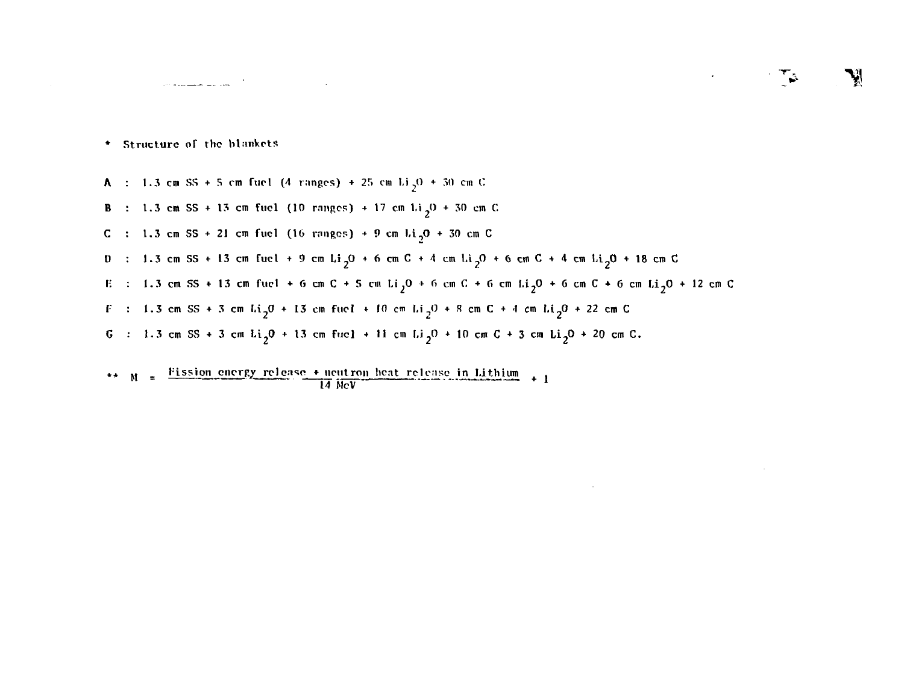\* Structure of the blankets

A : 1.3 cm SS + 5 cm fuel (4 ranges) + 25 cm $Li_2O$ + 30 cm C

B : 1.3 cm SS + 13 cm fuel (10 ranges) + 17 cm $Li_2O$ + 30 cm C

C : 1.3 cm SS + 21 cm fuel (16 ranges) + 9 cm $Li_2O$ + 30 cm C

D : 1.3 cm SS + 13 cm fuel + 9 cm $Li_2O$ + 6 cm C + 4 cm $Li_2O$ + 6 cm C + 4 cm $Li_2O$ + 18 cm C

E : 1.3 cm SS + 13 cm fuel + 6 cm C + 5 cm $Li_2O$ + 6 cm C + 6 cm $Li_2O$ + 6 cm C + 6 cm $Li_2O$ + 12 cm C

F : 1.3 cm SS + 3 cm $Li_2O$ + 13 cm fuel + 10 cm $Li_2O$ + 8 cm C + 4 cm $Li_2O$ + 22 cm C

G : 1.3 cm SS + 3 cm $Li_2O$ + 13 cm fuel + 11 cm $Li_2O$ + 10 cm C + 3 cm $Li_2O$ + 20 cm C.

\*\* $$M = \frac{\text{Fission energy release + neutron heat release in Lithium}}{14\ \text{MeV}} + 1$$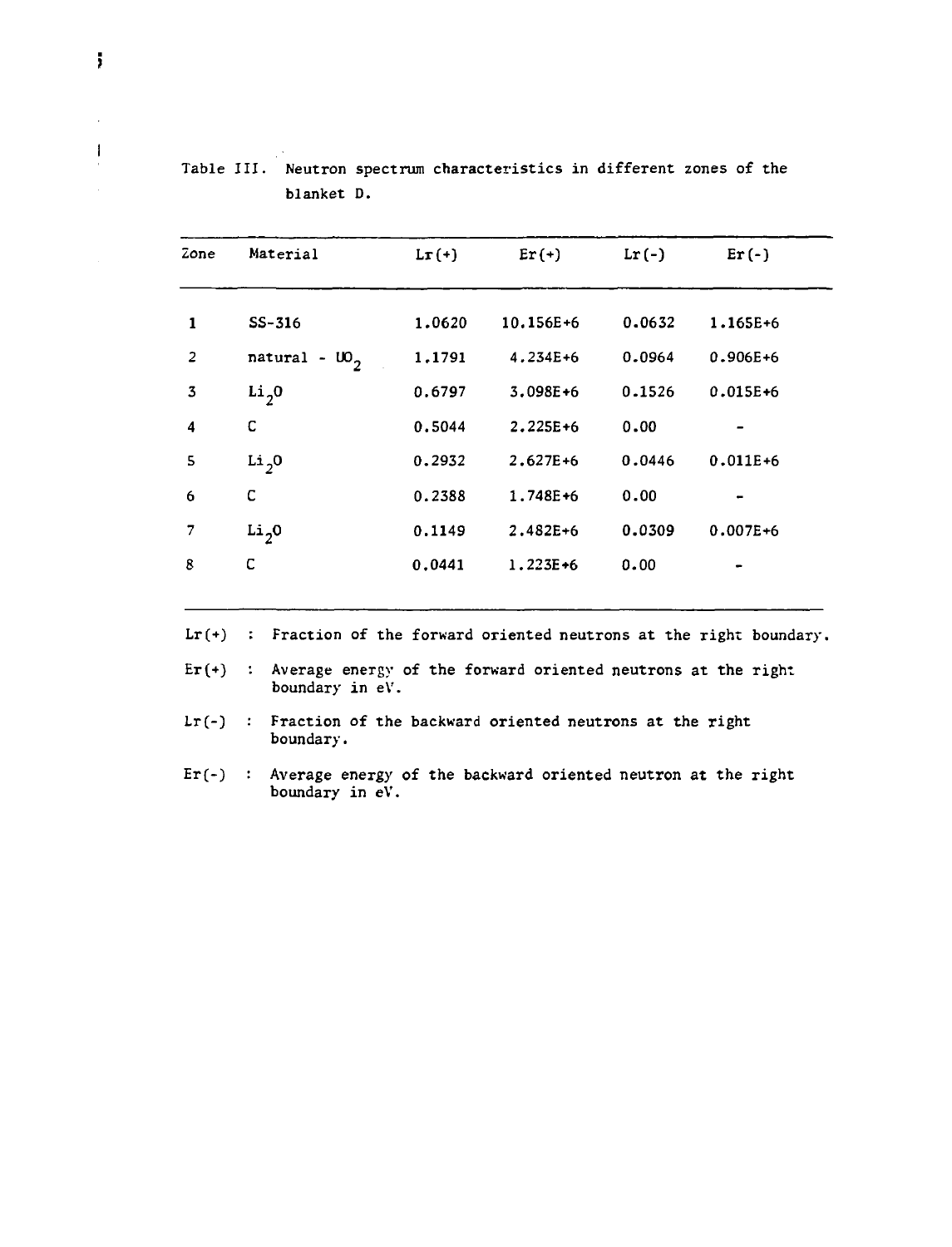Table III. Neutron spectrum characteristics in different zones of the blanket D.

| Zone | Material | Lr(+) | Er(+) | Lr(-) | Er(-) |
|---|---|---|---|---|---|
| 1 | SS-316 | 1.0620 | 10.156E+6 | 0.0632 | 1.165E+6 |
| 2 | natural - $UO_2$ | 1.1791 | 4.234E+6 | 0.0964 | 0.906E+6 |
| 3 | $Li_2O$ | 0.6797 | 3.098E+6 | 0.1526 | 0.015E+6 |
| 4 | C | 0.5044 | 2.225E+6 | 0.00 | - |
| 5 | $Li_2O$ | 0.2932 | 2.627E+6 | 0.0446 | 0.011E+6 |
| 6 | C | 0.2388 | 1.748E+6 | 0.00 | - |
| 7 | $Li_2O$ | 0.1149 | 2.482E+6 | 0.0309 | 0.007E+6 |
| 8 | C | 0.0441 | 1.223E+6 | 0.00 | - |

Lr(+) : Fraction of the forward oriented neutrons at the right boundary.

Er(+) : Average energy of the forward oriented neutrons at the right boundary in eV.

Lr(-) : Fraction of the backward oriented neutrons at the right boundary.

Er(-) : Average energy of the backward oriented neutron at the right boundary in eV.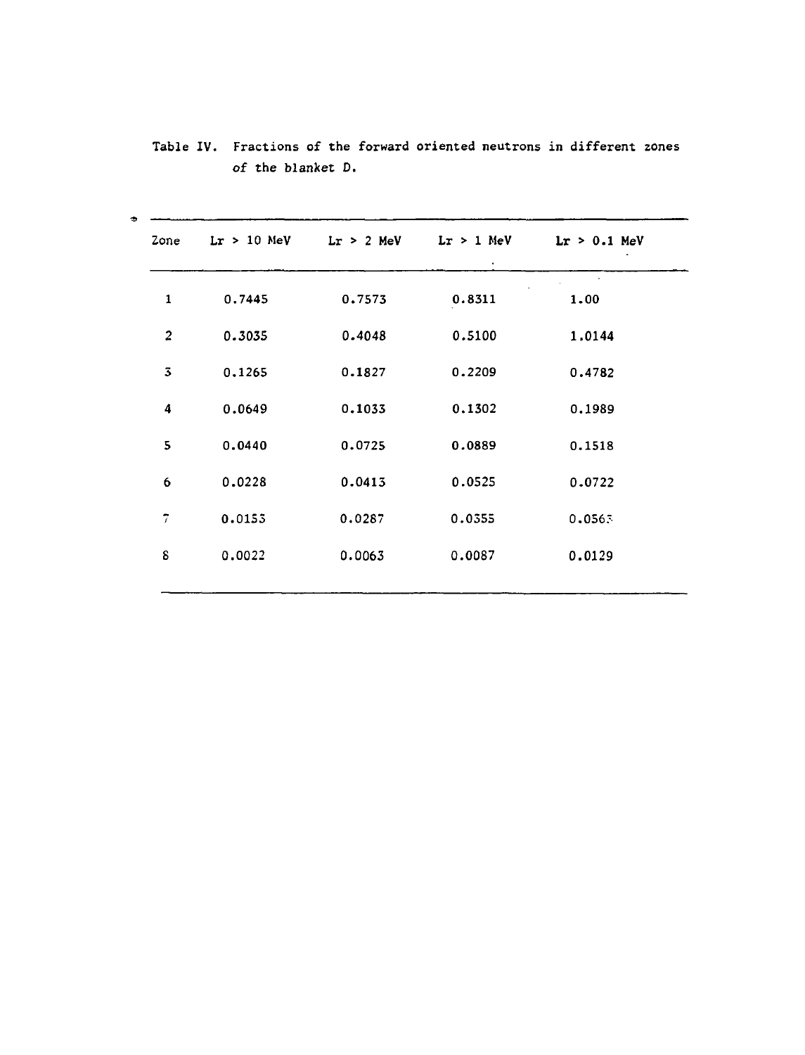Table IV. Fractions of the forward oriented neutrons in different zones of the blanket D.

| Zone | Lr > 10 MeV | Lr > 2 MeV | Lr > 1 MeV | Lr > 0.1 MeV |
|---|---|---|---|---|
| 1 | 0.7445 | 0.7573 | 0.8311 | 1.00 |
| 2 | 0.3035 | 0.4048 | 0.5100 | 1.0144 |
| 3 | 0.1265 | 0.1827 | 0.2209 | 0.4782 |
| 4 | 0.0649 | 0.1033 | 0.1302 | 0.1989 |
| 5 | 0.0440 | 0.0725 | 0.0889 | 0.1518 |
| 6 | 0.0228 | 0.0413 | 0.0525 | 0.0722 |
| 7 | 0.0153 | 0.0287 | 0.0355 | 0.0563 |
| 8 | 0.0022 | 0.0063 | 0.0087 | 0.0129 |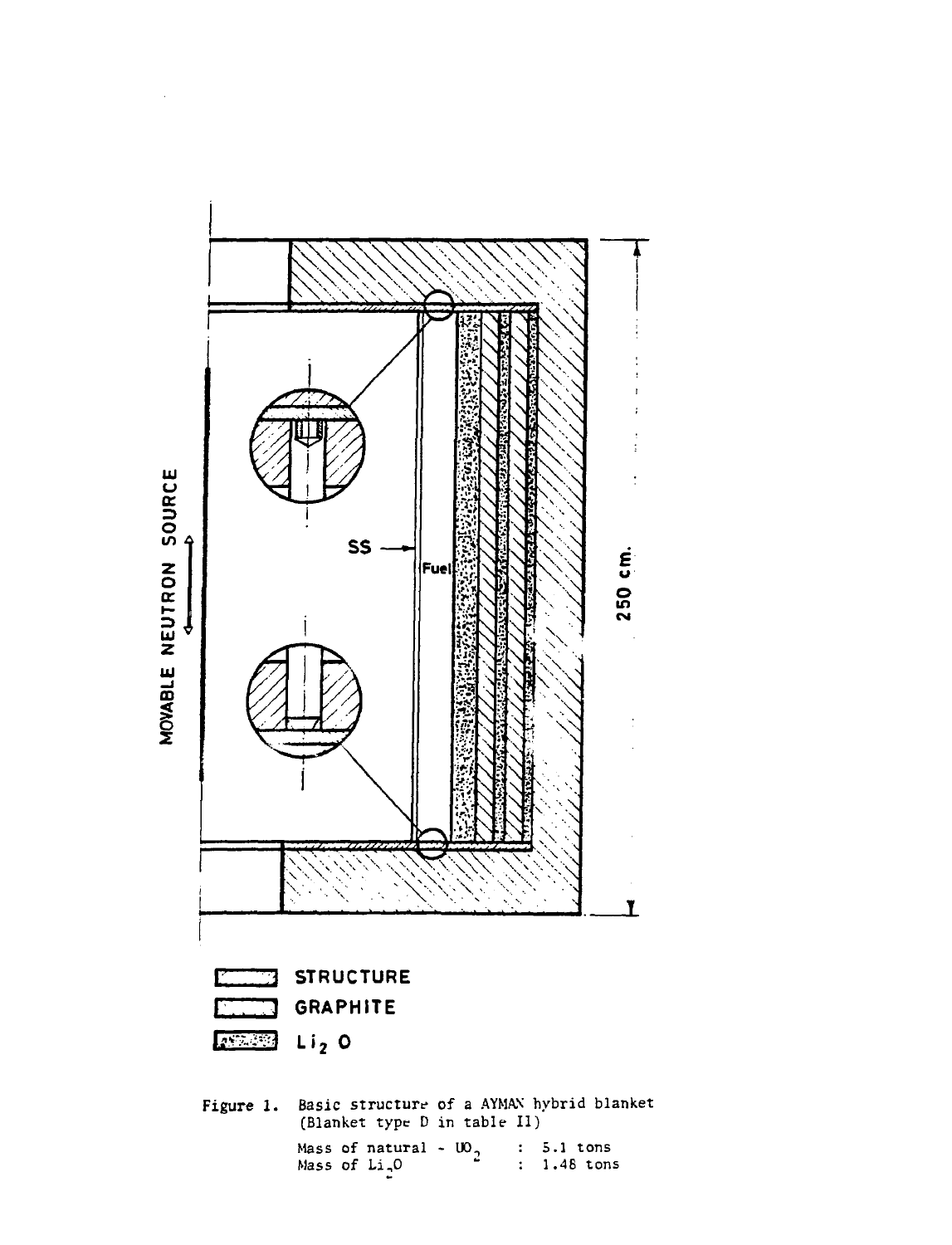MOVABLE NEUTRON SOURCE

SS

Fuel

250 cm.

STRUCTURE

GRAPHITE

$Li_2O$

Figure 1. Basic structure of a AYMAX hybrid blanket (Blanket type D in table II)

Mass of natural - $UO_2$ : 5.1 tons
Mass of $Li_2O$ : 1.48 tons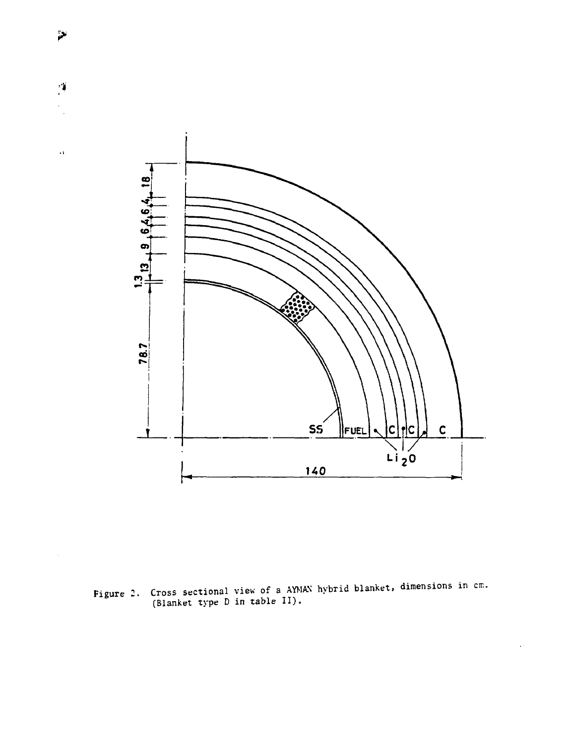18
4
6
4
6
9
13
1.3
78.7
SS
FUEL
C
C
C
$Li_2O$
140

Figure 2. Cross sectional view of a AYMAN hybrid blanket, dimensions in cm. (Blanket type D in table II).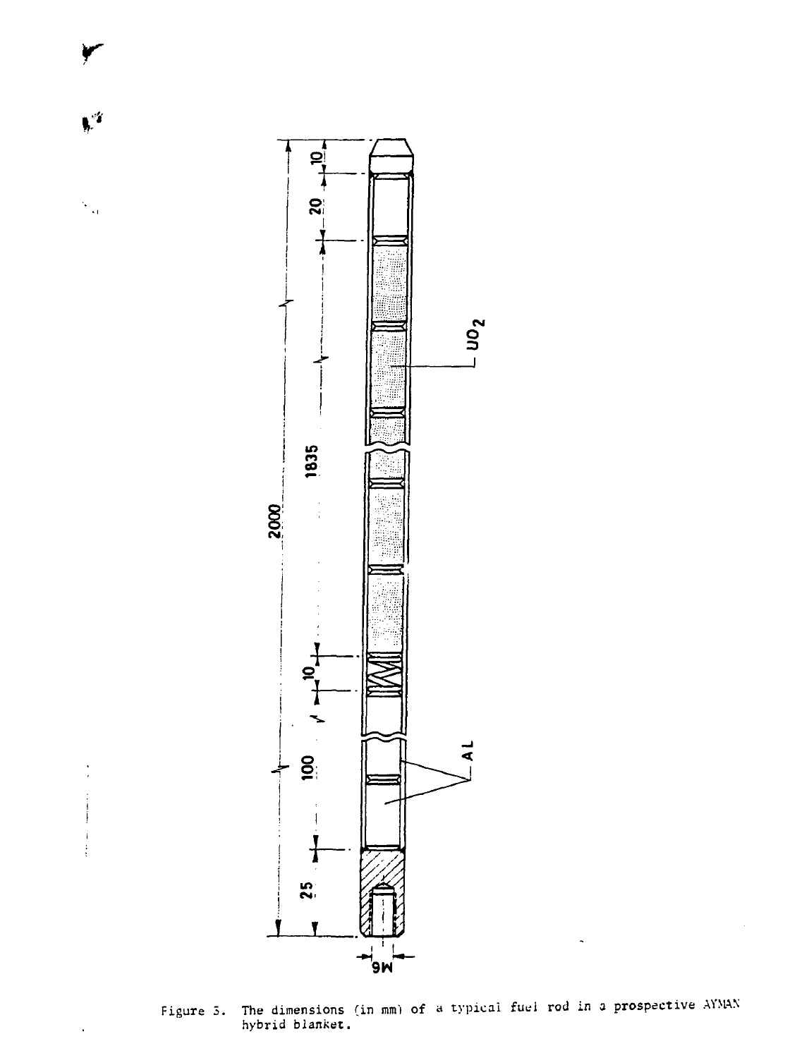10

20

1835

2000

10

100

25

$UO_2$

AL

M6

Figure 5. The dimensions (in mm) of a typical fuel rod in a prospective AYMAN hybrid blanket.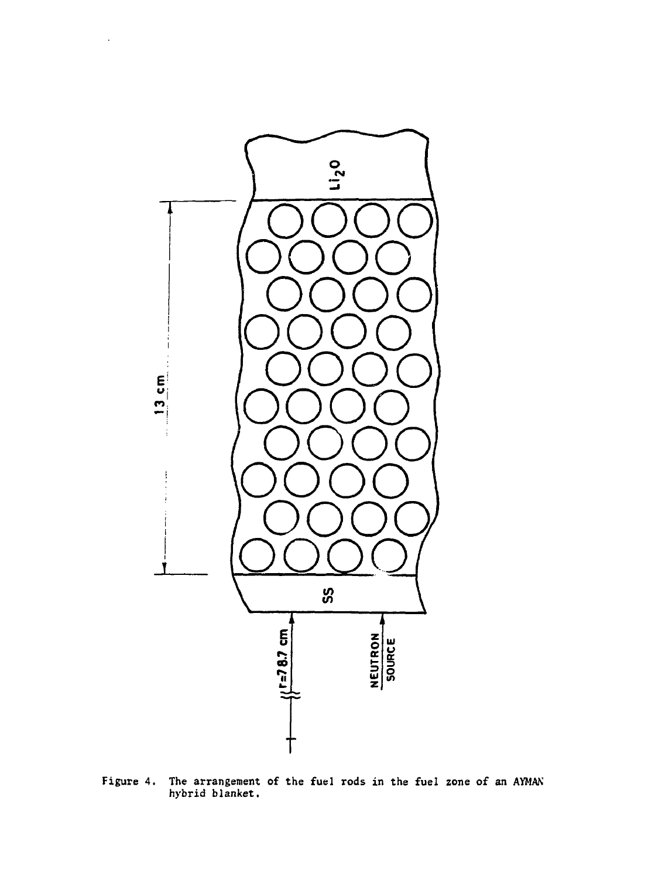$Li_2O$

13 cm

SS

r=78.7 cm

NEUTRON SOURCE

Figure 4. The arrangement of the fuel rods in the fuel zone of an AYMAN hybrid blanket.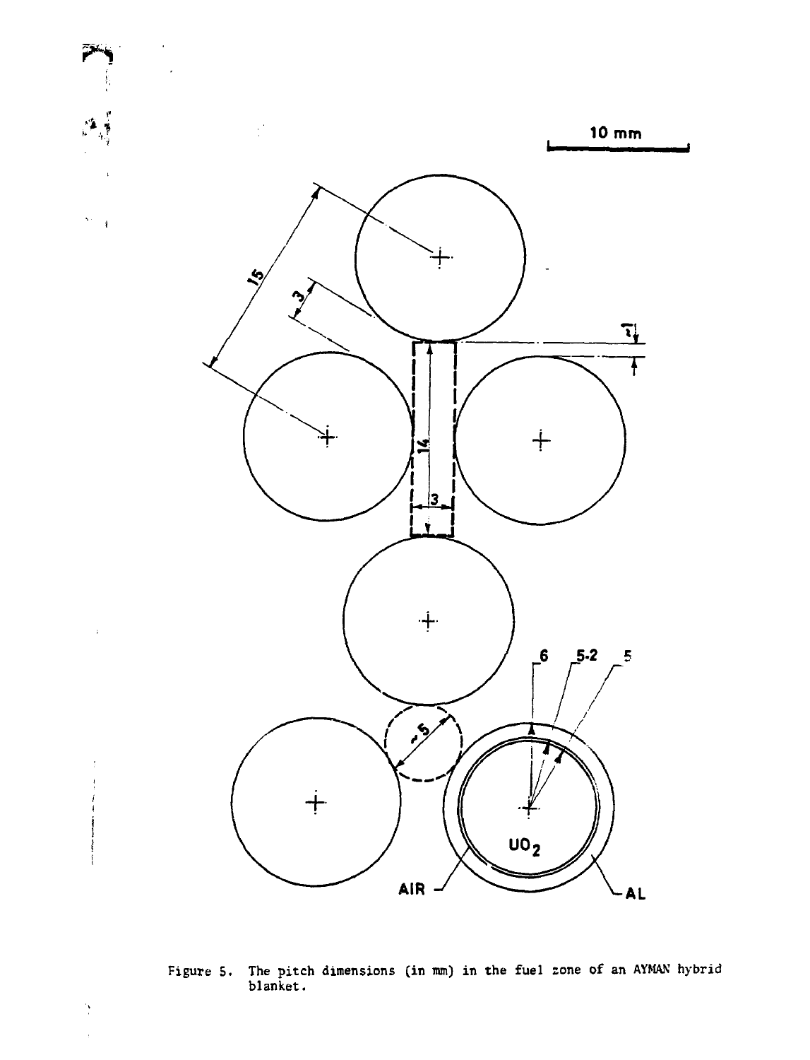10 mm

15

3

~1

14

3

6

5.2

5

~5

$UO_2$

AIR

AL

Figure 5. The pitch dimensions (in mm) in the fuel zone of an AYMAN hybrid blanket.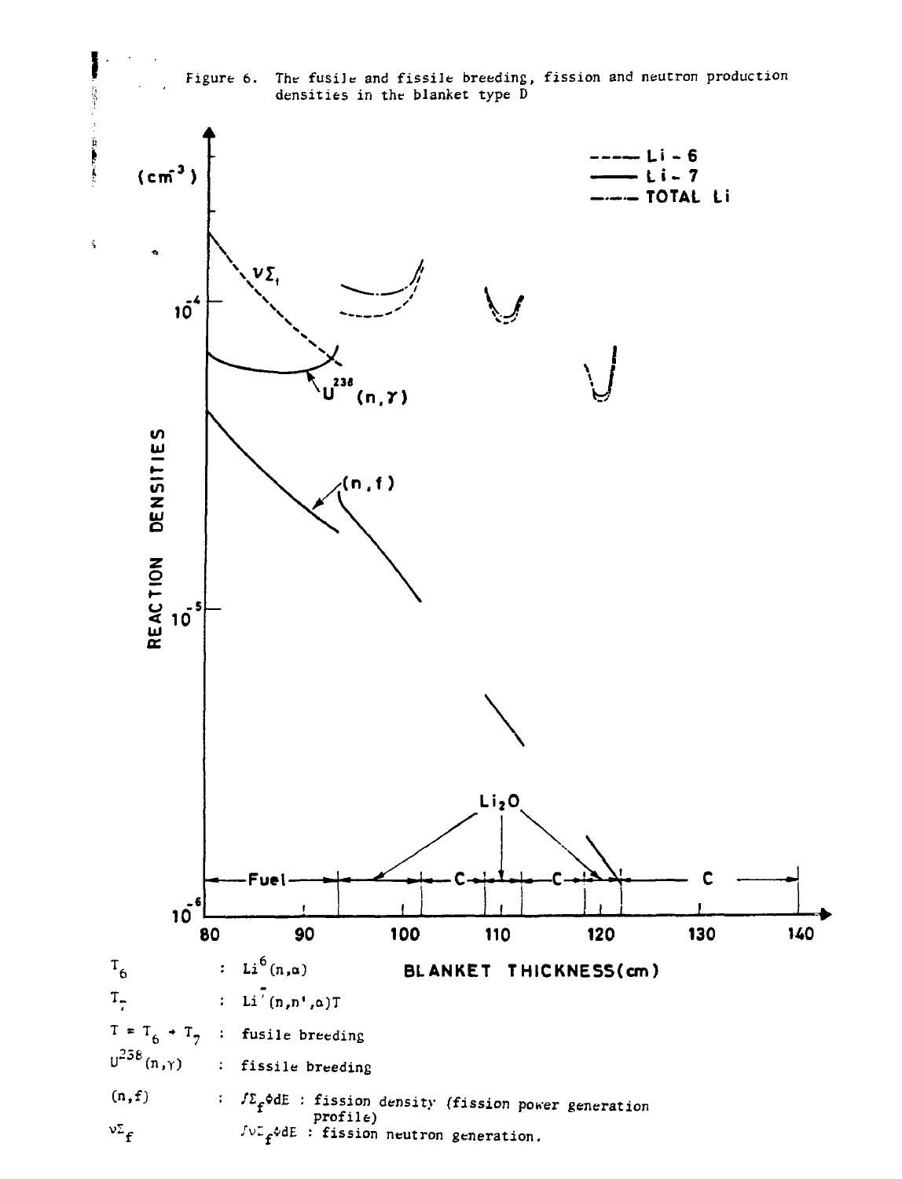Figure 6. The fusile and fissile breeding, fission and neutron production densities in the blanket type D

(cm$^{-3}$)

$10^{-4}$

$10^{-5}$

$10^{-6}$

REACTION DENSITIES

$\nu\Sigma_f$

$U^{238}$ (n,γ)

(n,f)

----- Li-6

—— Li-7

—·— TOTAL Li

$Li_2O$

Fuel

C

C

C

80 90 100 110 120 130 140

BLANKET THICKNESS(cm)

$T_6$ : $Li^6(n,\alpha)$

$T_7$ : $Li^7(n,n',\alpha)T$

$T = T_6 + T_7$ : fusile breeding

$U^{238}(n,\gamma)$ : fissile breeding

(n,f) : $\int \Sigma_f \Phi dE$ : fission density (fission power generation profile)

$\nu\Sigma_f$ : $\int \nu\Sigma_f \Phi dE$ : fission neutron generation.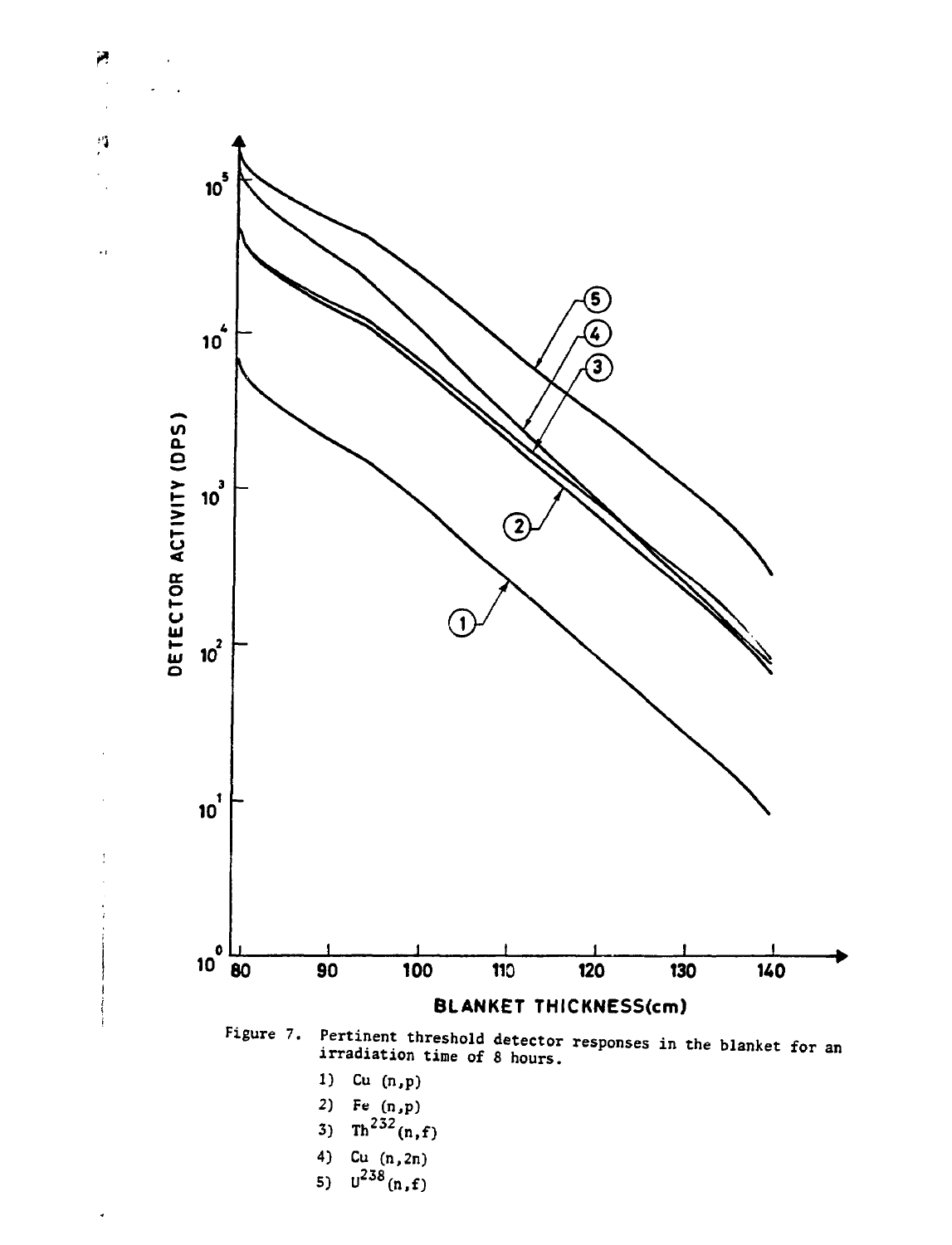DETECTOR ACTIVITY (DPS)

$10^5$

$10^4$

$10^3$

$10^2$

$10^1$

$10^0$

80 90 100 110 120 130 140

BLANKET THICKNESS(cm)

5

4

3

2

1

Figure 7. Pertinent threshold detector responses in the blanket for an irradiation time of 8 hours.

1) Cu (n,p)
2) Fe (n,p)
3) $Th^{232}$(n,f)
4) Cu (n,2n)
5) $U^{238}$(n,f)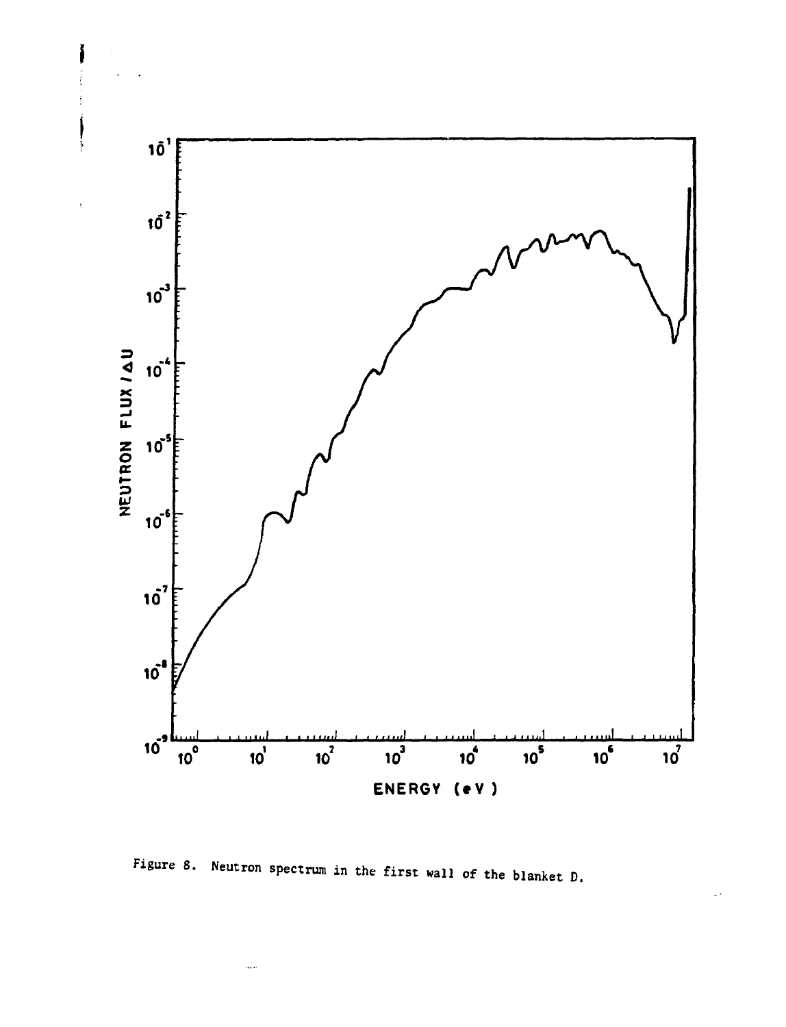NEUTRON FLUX / ΔU

$10^{-1}$

$10^{-2}$

$10^{-3}$

$10^{-4}$

$10^{-5}$

$10^{-6}$

$10^{-7}$

$10^{-8}$

$10^{-9}$

$10^{0}$ $10^{1}$ $10^{2}$ $10^{3}$ $10^{4}$ $10^{5}$ $10^{6}$ $10^{7}$

ENERGY (eV)

Figure 8. Neutron spectrum in the first wall of the blanket D.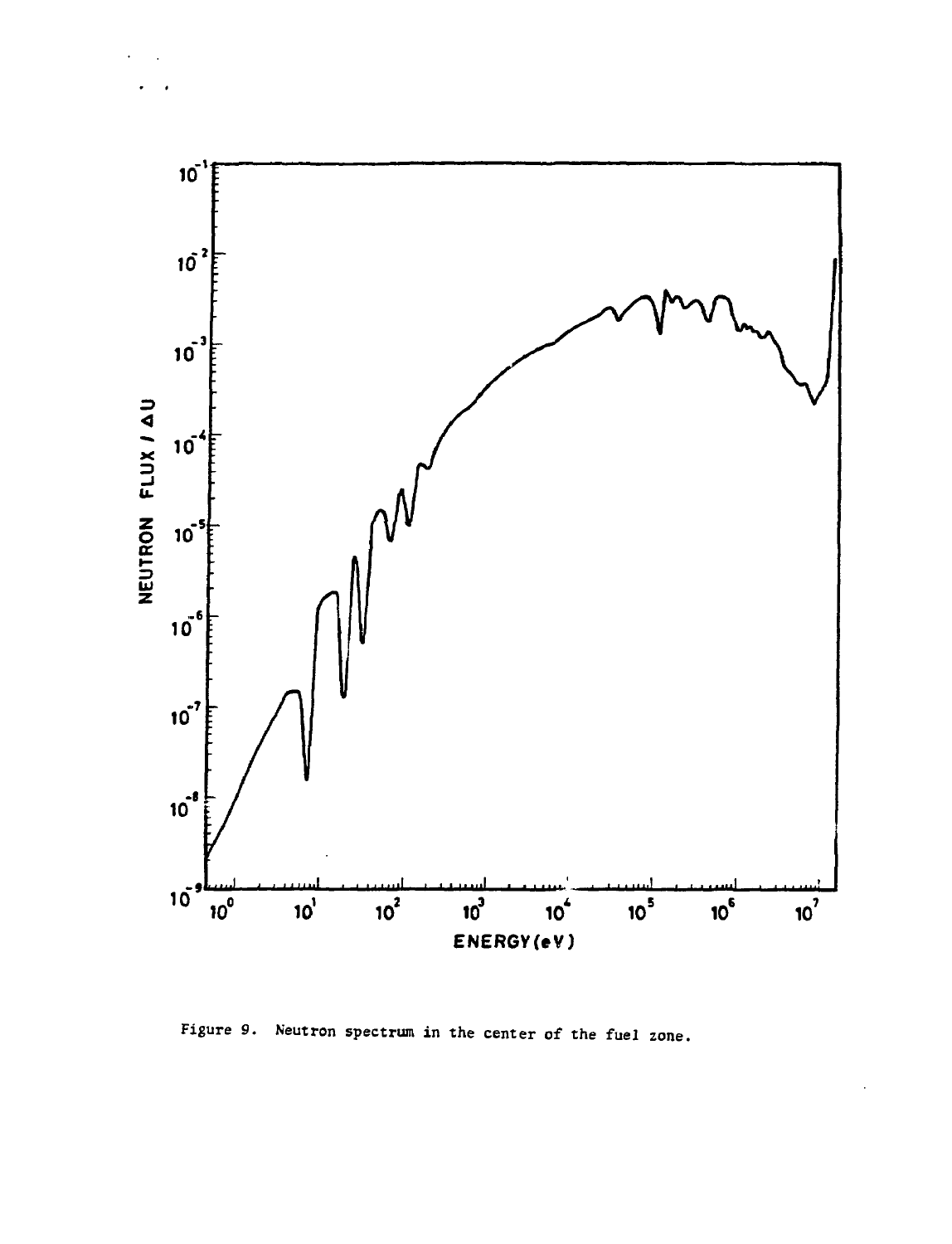$10^{-1}$

$10^{-2}$

$10^{-3}$

$10^{-4}$

$10^{-5}$

$10^{-6}$

$10^{-7}$

$10^{-8}$

$10^{-9}$

NEUTRON FLUX / ΔU

$10^{0}$ $10^{1}$ $10^{2}$ $10^{3}$ $10^{4}$ $10^{5}$ $10^{6}$ $10^{7}$

ENERGY(eV)

Figure 9. Neutron spectrum in the center of the fuel zone.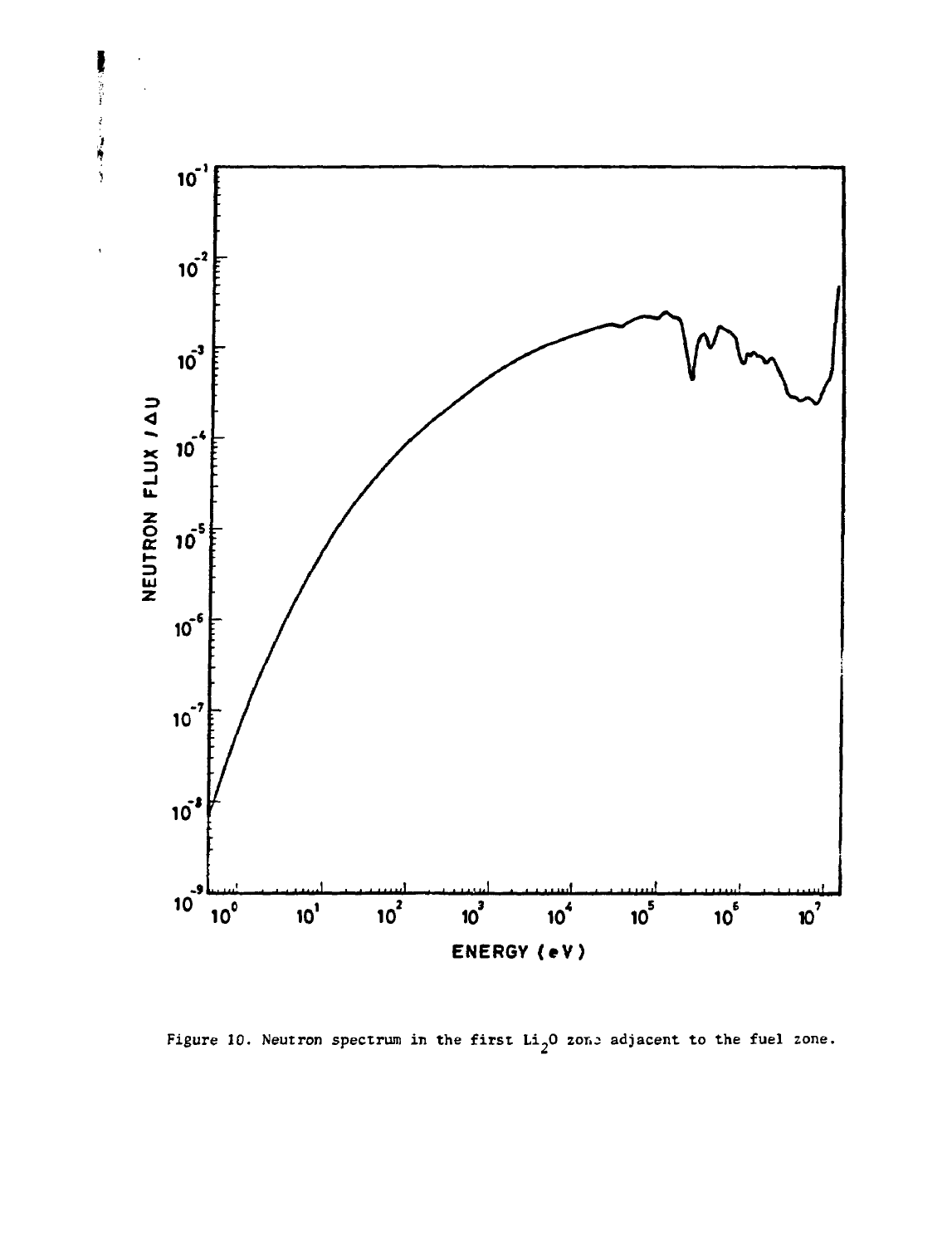$10^{-1}$

$10^{-2}$

$10^{-3}$

$10^{-4}$

$10^{-5}$

$10^{-6}$

$10^{-7}$

$10^{-8}$

$10^{-9}$

NEUTRON FLUX / ΔU

$10^{0}$ $10^{1}$ $10^{2}$ $10^{3}$ $10^{4}$ $10^{5}$ $10^{6}$ $10^{7}$

ENERGY (eV)

Figure 10. Neutron spectrum in the first $Li_2O$ zone adjacent to the fuel zone.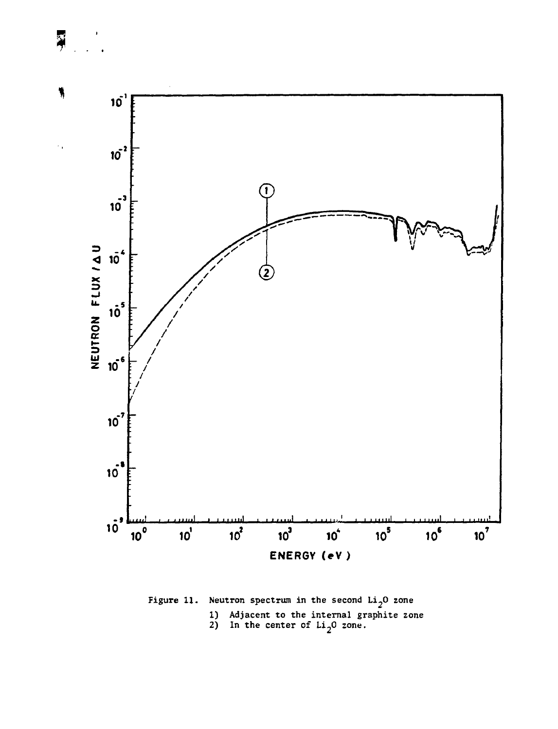NEUTRON FLUX / ΔU

$10^{-1}$
$10^{-2}$
$10^{-3}$
$10^{-4}$
$10^{-5}$
$10^{-6}$
$10^{-7}$
$10^{-8}$
$10^{-9}$

1
2

$10^{0}$ $10^{1}$ $10^{2}$ $10^{3}$ $10^{4}$ $10^{5}$ $10^{6}$ $10^{7}$

ENERGY (eV)

Figure 11. Neutron spectrum in the second $Li_2O$ zone

1) Adjacent to the internal graphite zone
2) In the center of $Li_2O$ zone.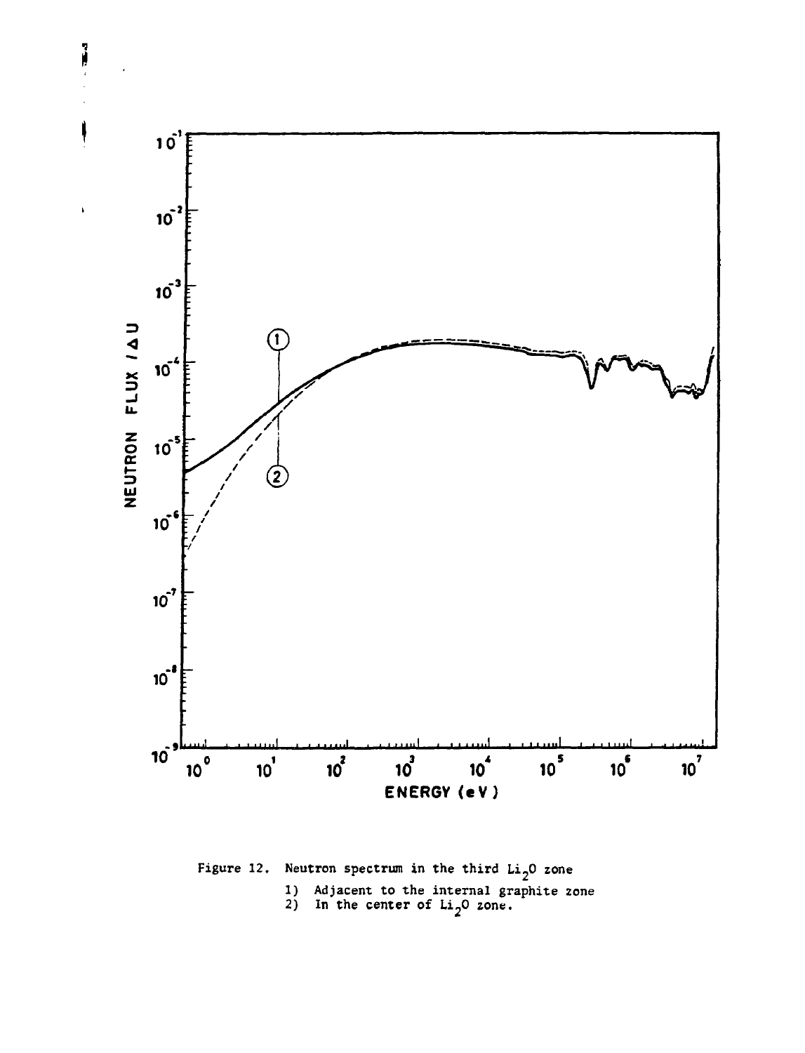NEUTRON FLUX / ΔU

$10^{-1}$

$10^{-2}$

$10^{-3}$

$10^{-4}$

$10^{-5}$

$10^{-6}$

$10^{-7}$

$10^{-8}$

$10^{-9}$

1

2

$10^{0}$ $10^{1}$ $10^{2}$ $10^{3}$ $10^{4}$ $10^{5}$ $10^{6}$ $10^{7}$

ENERGY (eV)

Figure 12. Neutron spectrum in the third $Li_2O$ zone

1) Adjacent to the internal graphite zone
2) In the center of $Li_2O$ zone.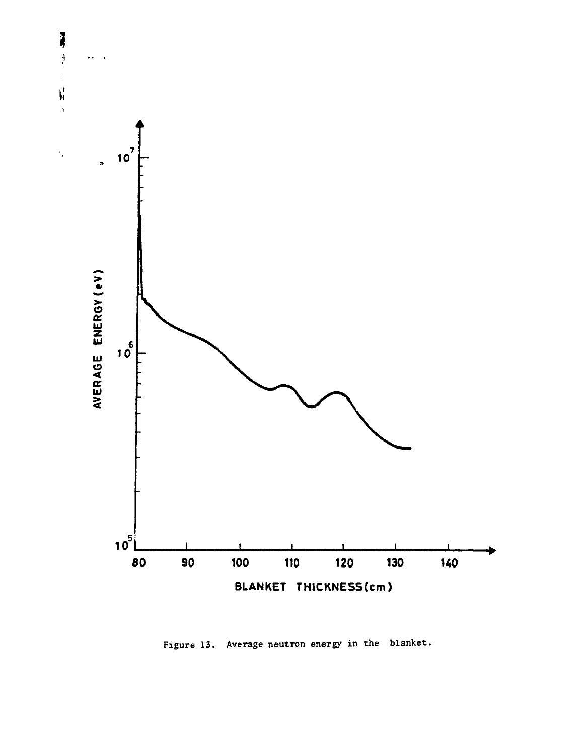$10^7$

$10^6$

$10^5$

AVERAGE ENERGY (eV)

80 90 100 110 120 130 140

BLANKET THICKNESS(cm)

Figure 13. Average neutron energy in the blanket.